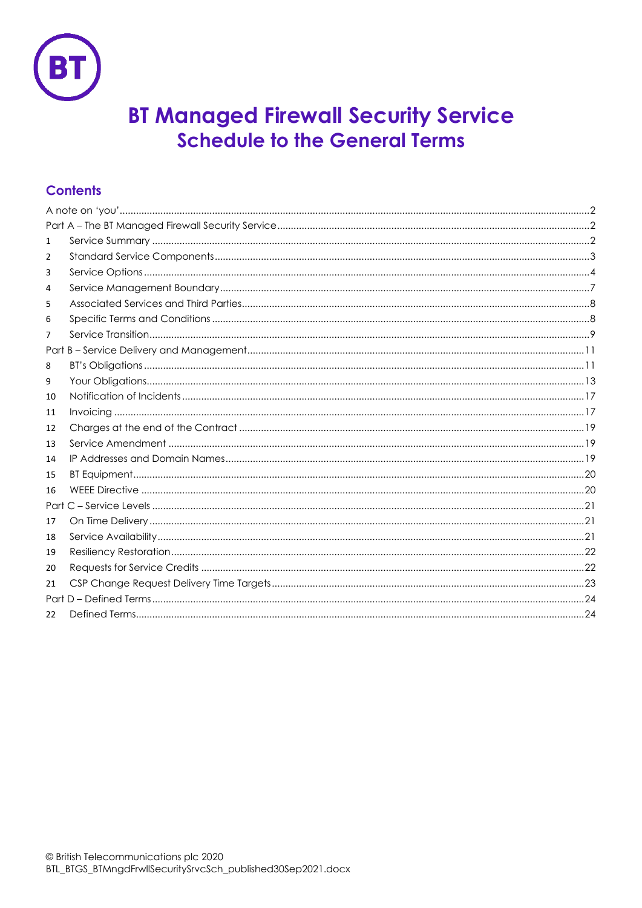# BT Managed Firewall Security Service
## Schedule to the General Terms

## Contents

A note on 'you' .......... 2
Part A – The BT Managed Firewall Security Service .......... 2
1 Service Summary .......... 2
2 Standard Service Components .......... 3
3 Service Options .......... 4
4 Service Management Boundary .......... 7
5 Associated Services and Third Parties .......... 8
6 Specific Terms and Conditions .......... 8
7 Service Transition .......... 9
Part B – Service Delivery and Management .......... 11
8 BT's Obligations .......... 11
9 Your Obligations .......... 13
10 Notification of Incidents .......... 17
11 Invoicing .......... 17
12 Charges at the end of the Contract .......... 19
13 Service Amendment .......... 19
14 IP Addresses and Domain Names .......... 19
15 BT Equipment .......... 20
16 WEEE Directive .......... 20
Part C – Service Levels .......... 21
17 On Time Delivery .......... 21
18 Service Availability .......... 21
19 Resiliency Restoration .......... 22
20 Requests for Service Credits .......... 22
21 CSP Change Request Delivery Time Targets .......... 23
Part D – Defined Terms .......... 24
22 Defined Terms .......... 24

© British Telecommunications plc 2020
BTL_BTGS_BTMngdFrwllSecuritySrvcSch_published30Sep2021.docx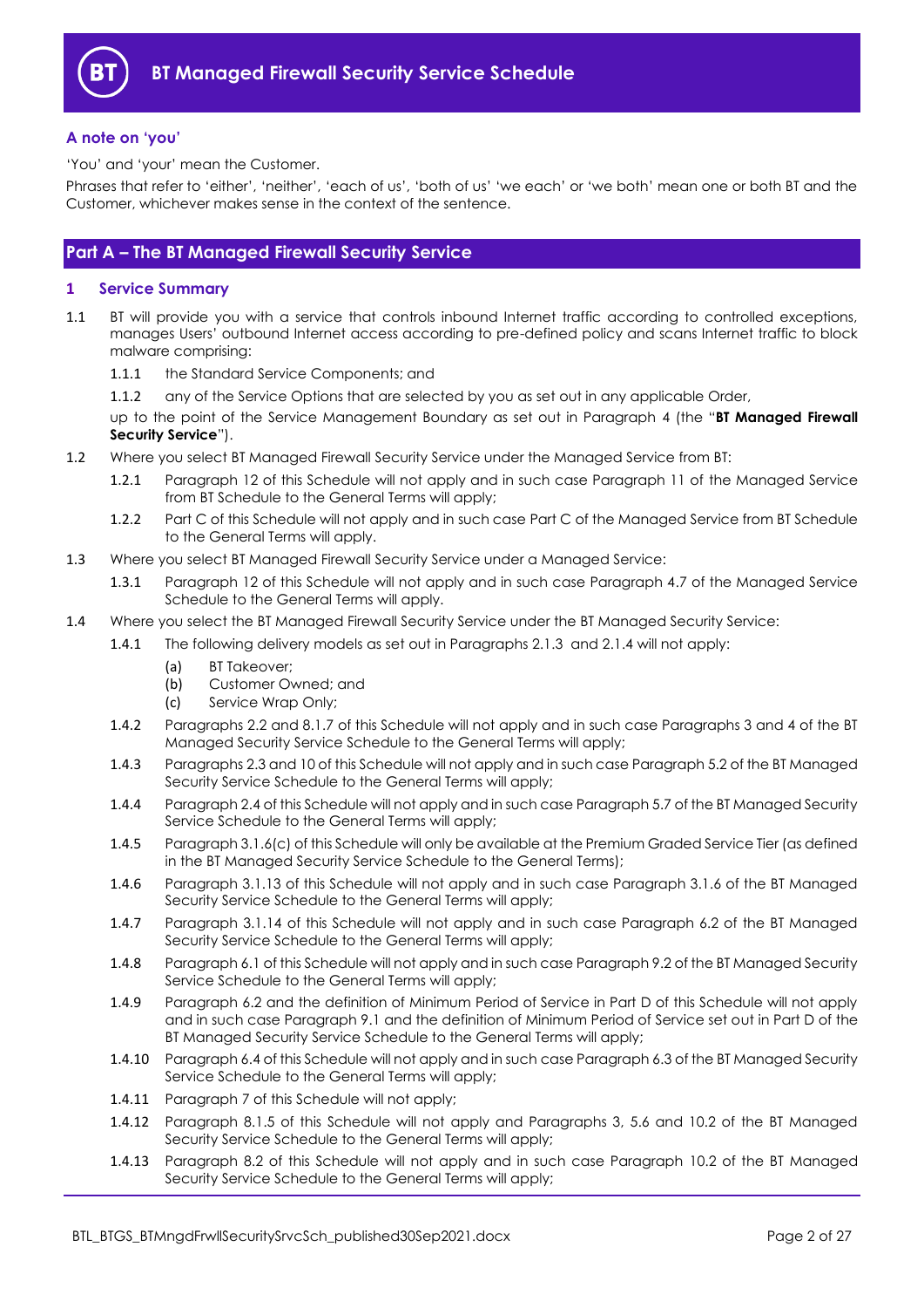## A note on 'you'

'You' and 'your' mean the Customer.

Phrases that refer to 'either', 'neither', 'each of us', 'both of us' 'we each' or 'we both' mean one or both BT and the Customer, whichever makes sense in the context of the sentence.

# Part A – The BT Managed Firewall Security Service

## 1 Service Summary

1.1 BT will provide you with a service that controls inbound Internet traffic according to controlled exceptions, manages Users' outbound Internet access according to pre-defined policy and scans Internet traffic to block malware comprising:

1.1.1 the Standard Service Components; and

1.1.2 any of the Service Options that are selected by you as set out in any applicable Order,

up to the point of the Service Management Boundary as set out in Paragraph 4 (the "**BT Managed Firewall Security Service**").

1.2 Where you select BT Managed Firewall Security Service under the Managed Service from BT:

1.2.1 Paragraph 12 of this Schedule will not apply and in such case Paragraph 11 of the Managed Service from BT Schedule to the General Terms will apply;

1.2.2 Part C of this Schedule will not apply and in such case Part C of the Managed Service from BT Schedule to the General Terms will apply.

1.3 Where you select BT Managed Firewall Security Service under a Managed Service:

1.3.1 Paragraph 12 of this Schedule will not apply and in such case Paragraph 4.7 of the Managed Service Schedule to the General Terms will apply.

1.4 Where you select the BT Managed Firewall Security Service under the BT Managed Security Service:

1.4.1 The following delivery models as set out in Paragraphs 2.1.3 and 2.1.4 will not apply:

(a) BT Takeover;
(b) Customer Owned; and
(c) Service Wrap Only;

1.4.2 Paragraphs 2.2 and 8.1.7 of this Schedule will not apply and in such case Paragraphs 3 and 4 of the BT Managed Security Service Schedule to the General Terms will apply;

1.4.3 Paragraphs 2.3 and 10 of this Schedule will not apply and in such case Paragraph 5.2 of the BT Managed Security Service Schedule to the General Terms will apply;

1.4.4 Paragraph 2.4 of this Schedule will not apply and in such case Paragraph 5.7 of the BT Managed Security Service Schedule to the General Terms will apply;

1.4.5 Paragraph 3.1.6(c) of this Schedule will only be available at the Premium Graded Service Tier (as defined in the BT Managed Security Service Schedule to the General Terms);

1.4.6 Paragraph 3.1.13 of this Schedule will not apply and in such case Paragraph 3.1.6 of the BT Managed Security Service Schedule to the General Terms will apply;

1.4.7 Paragraph 3.1.14 of this Schedule will not apply and in such case Paragraph 6.2 of the BT Managed Security Service Schedule to the General Terms will apply;

1.4.8 Paragraph 6.1 of this Schedule will not apply and in such case Paragraph 9.2 of the BT Managed Security Service Schedule to the General Terms will apply;

1.4.9 Paragraph 6.2 and the definition of Minimum Period of Service in Part D of this Schedule will not apply and in such case Paragraph 9.1 and the definition of Minimum Period of Service set out in Part D of the BT Managed Security Service Schedule to the General Terms will apply;

1.4.10 Paragraph 6.4 of this Schedule will not apply and in such case Paragraph 6.3 of the BT Managed Security Service Schedule to the General Terms will apply;

1.4.11 Paragraph 7 of this Schedule will not apply;

1.4.12 Paragraph 8.1.5 of this Schedule will not apply and Paragraphs 3, 5.6 and 10.2 of the BT Managed Security Service Schedule to the General Terms will apply;

1.4.13 Paragraph 8.2 of this Schedule will not apply and in such case Paragraph 10.2 of the BT Managed Security Service Schedule to the General Terms will apply;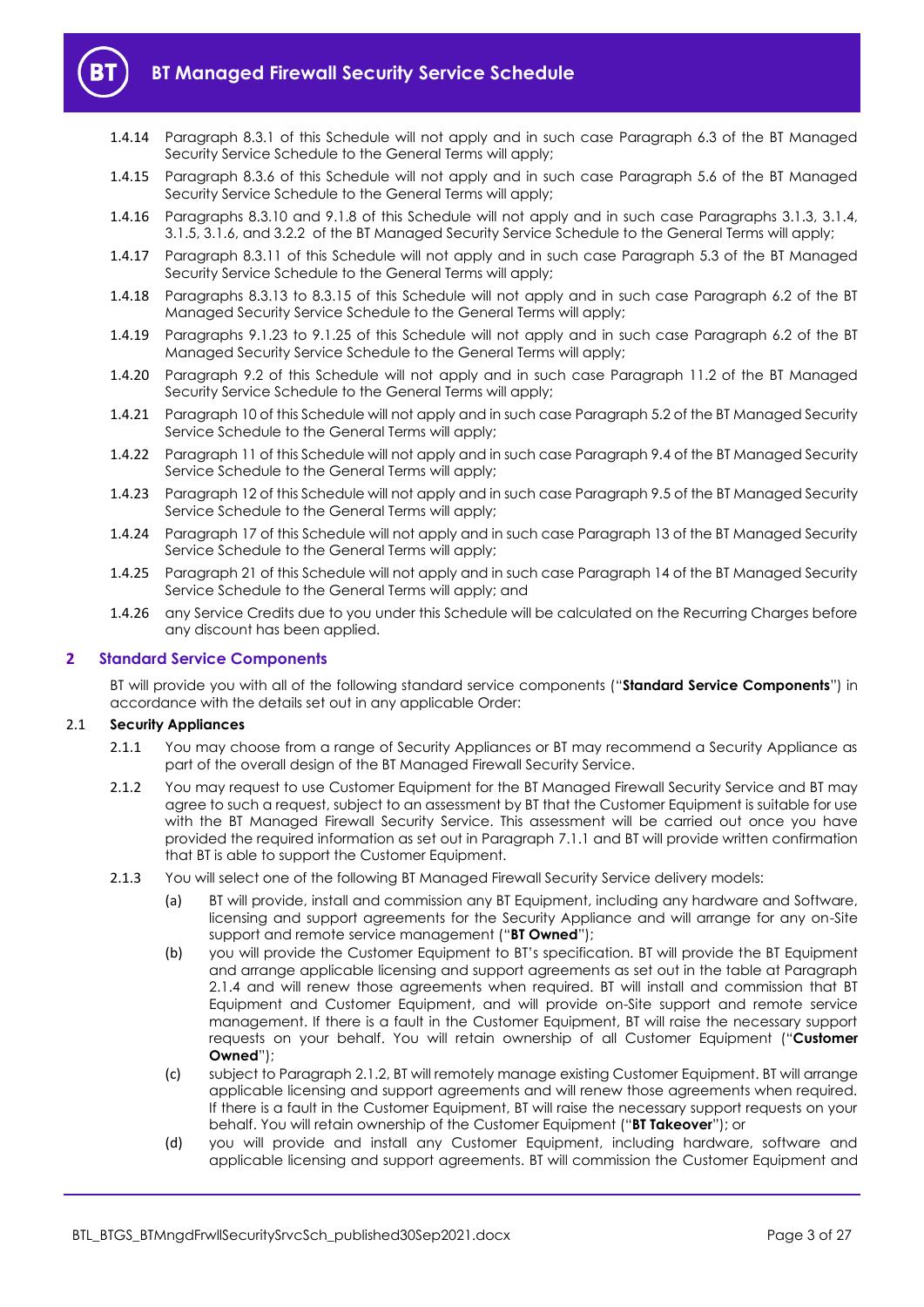1.4.14 Paragraph 8.3.1 of this Schedule will not apply and in such case Paragraph 6.3 of the BT Managed Security Service Schedule to the General Terms will apply;

1.4.15 Paragraph 8.3.6 of this Schedule will not apply and in such case Paragraph 5.6 of the BT Managed Security Service Schedule to the General Terms will apply;

1.4.16 Paragraphs 8.3.10 and 9.1.8 of this Schedule will not apply and in such case Paragraphs 3.1.3, 3.1.4, 3.1.5, 3.1.6, and 3.2.2 of the BT Managed Security Service Schedule to the General Terms will apply;

1.4.17 Paragraph 8.3.11 of this Schedule will not apply and in such case Paragraph 5.3 of the BT Managed Security Service Schedule to the General Terms will apply;

1.4.18 Paragraphs 8.3.13 to 8.3.15 of this Schedule will not apply and in such case Paragraph 6.2 of the BT Managed Security Service Schedule to the General Terms will apply;

1.4.19 Paragraphs 9.1.23 to 9.1.25 of this Schedule will not apply and in such case Paragraph 6.2 of the BT Managed Security Service Schedule to the General Terms will apply;

1.4.20 Paragraph 9.2 of this Schedule will not apply and in such case Paragraph 11.2 of the BT Managed Security Service Schedule to the General Terms will apply;

1.4.21 Paragraph 10 of this Schedule will not apply and in such case Paragraph 5.2 of the BT Managed Security Service Schedule to the General Terms will apply;

1.4.22 Paragraph 11 of this Schedule will not apply and in such case Paragraph 9.4 of the BT Managed Security Service Schedule to the General Terms will apply;

1.4.23 Paragraph 12 of this Schedule will not apply and in such case Paragraph 9.5 of the BT Managed Security Service Schedule to the General Terms will apply;

1.4.24 Paragraph 17 of this Schedule will not apply and in such case Paragraph 13 of the BT Managed Security Service Schedule to the General Terms will apply;

1.4.25 Paragraph 21 of this Schedule will not apply and in such case Paragraph 14 of the BT Managed Security Service Schedule to the General Terms will apply; and

1.4.26 any Service Credits due to you under this Schedule will be calculated on the Recurring Charges before any discount has been applied.

## 2 Standard Service Components

BT will provide you with all of the following standard service components ("**Standard Service Components**") in accordance with the details set out in any applicable Order:

### 2.1 Security Appliances

2.1.1 You may choose from a range of Security Appliances or BT may recommend a Security Appliance as part of the overall design of the BT Managed Firewall Security Service.

2.1.2 You may request to use Customer Equipment for the BT Managed Firewall Security Service and BT may agree to such a request, subject to an assessment by BT that the Customer Equipment is suitable for use with the BT Managed Firewall Security Service. This assessment will be carried out once you have provided the required information as set out in Paragraph 7.1.1 and BT will provide written confirmation that BT is able to support the Customer Equipment.

2.1.3 You will select one of the following BT Managed Firewall Security Service delivery models:

(a) BT will provide, install and commission any BT Equipment, including any hardware and Software, licensing and support agreements for the Security Appliance and will arrange for any on-Site support and remote service management ("**BT Owned**");

(b) you will provide the Customer Equipment to BT's specification. BT will provide the BT Equipment and arrange applicable licensing and support agreements as set out in the table at Paragraph 2.1.4 and will renew those agreements when required. BT will install and commission that BT Equipment and Customer Equipment, and will provide on-Site support and remote service management. If there is a fault in the Customer Equipment, BT will raise the necessary support requests on your behalf. You will retain ownership of all Customer Equipment ("**Customer Owned**");

(c) subject to Paragraph 2.1.2, BT will remotely manage existing Customer Equipment. BT will arrange applicable licensing and support agreements and will renew those agreements when required. If there is a fault in the Customer Equipment, BT will raise the necessary support requests on your behalf. You will retain ownership of the Customer Equipment ("**BT Takeover**"); or

(d) you will provide and install any Customer Equipment, including hardware, software and applicable licensing and support agreements. BT will commission the Customer Equipment and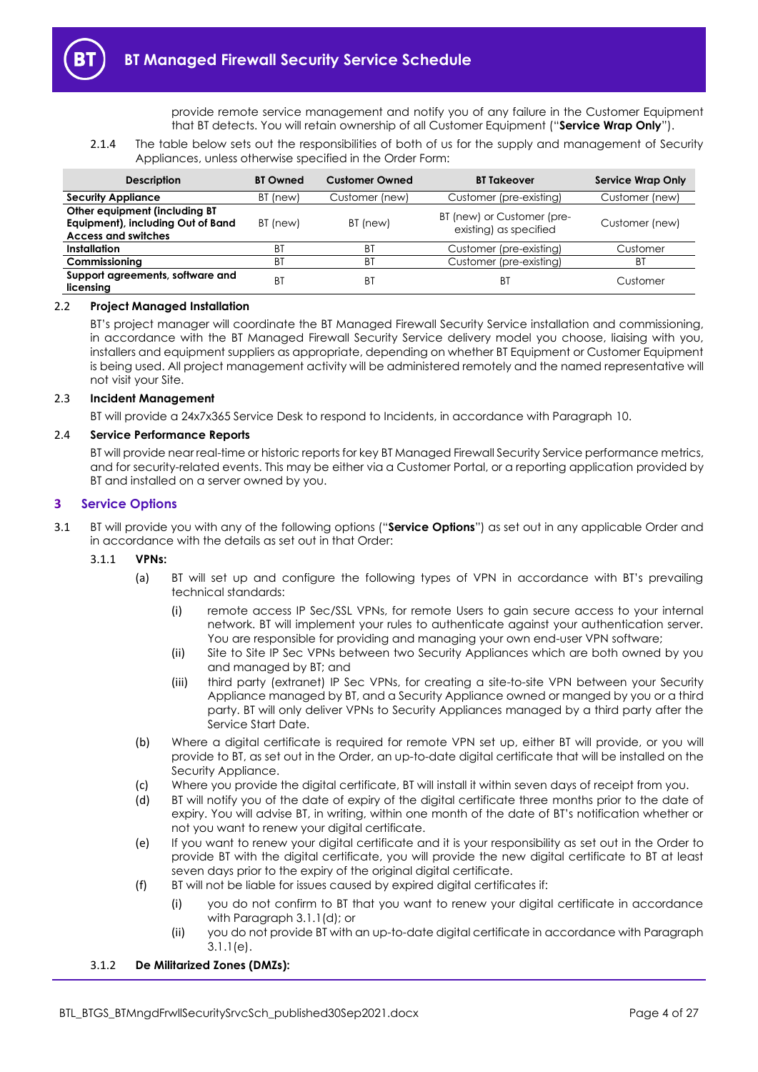provide remote service management and notify you of any failure in the Customer Equipment that BT detects. You will retain ownership of all Customer Equipment ("**Service Wrap Only**").

2.1.4 The table below sets out the responsibilities of both of us for the supply and management of Security Appliances, unless otherwise specified in the Order Form:

| Description | BT Owned | Customer Owned | BT Takeover | Service Wrap Only |
|---|---|---|---|---|
| **Security Appliance** | BT (new) | Customer (new) | Customer (pre-existing) | Customer (new) |
| **Other equipment (including BT Equipment), including Out of Band Access and switches** | BT (new) | BT (new) | BT (new) or Customer (pre-existing) as specified | Customer (new) |
| **Installation** | BT | BT | Customer (pre-existing) | Customer |
| **Commissioning** | BT | BT | Customer (pre-existing) | BT |
| **Support agreements, software and licensing** | BT | BT | BT | Customer |

2.2 **Project Managed Installation**

BT's project manager will coordinate the BT Managed Firewall Security Service installation and commissioning, in accordance with the BT Managed Firewall Security Service delivery model you choose, liaising with you, installers and equipment suppliers as appropriate, depending on whether BT Equipment or Customer Equipment is being used. All project management activity will be administered remotely and the named representative will not visit your Site.

2.3 **Incident Management**

BT will provide a 24x7x365 Service Desk to respond to Incidents, in accordance with Paragraph 10.

2.4 **Service Performance Reports**

BT will provide near real-time or historic reports for key BT Managed Firewall Security Service performance metrics, and for security-related events. This may be either via a Customer Portal, or a reporting application provided by BT and installed on a server owned by you.

## 3 Service Options

3.1 BT will provide you with any of the following options ("**Service Options**") as set out in any applicable Order and in accordance with the details as set out in that Order:

3.1.1 **VPNs:**

(a) BT will set up and configure the following types of VPN in accordance with BT's prevailing technical standards:

(i) remote access IP Sec/SSL VPNs, for remote Users to gain secure access to your internal network. BT will implement your rules to authenticate against your authentication server. You are responsible for providing and managing your own end-user VPN software;

(ii) Site to Site IP Sec VPNs between two Security Appliances which are both owned by you and managed by BT; and

(iii) third party (extranet) IP Sec VPNs, for creating a site-to-site VPN between your Security Appliance managed by BT, and a Security Appliance owned or manged by you or a third party. BT will only deliver VPNs to Security Appliances managed by a third party after the Service Start Date.

(b) Where a digital certificate is required for remote VPN set up, either BT will provide, or you will provide to BT, as set out in the Order, an up-to-date digital certificate that will be installed on the Security Appliance.

(c) Where you provide the digital certificate, BT will install it within seven days of receipt from you.

(d) BT will notify you of the date of expiry of the digital certificate three months prior to the date of expiry. You will advise BT, in writing, within one month of the date of BT's notification whether or not you want to renew your digital certificate.

(e) If you want to renew your digital certificate and it is your responsibility as set out in the Order to provide BT with the digital certificate, you will provide the new digital certificate to BT at least seven days prior to the expiry of the original digital certificate.

(f) BT will not be liable for issues caused by expired digital certificates if:

(i) you do not confirm to BT that you want to renew your digital certificate in accordance with Paragraph 3.1.1(d); or

(ii) you do not provide BT with an up-to-date digital certificate in accordance with Paragraph 3.1.1(e).

3.1.2 **De Militarized Zones (DMZs):**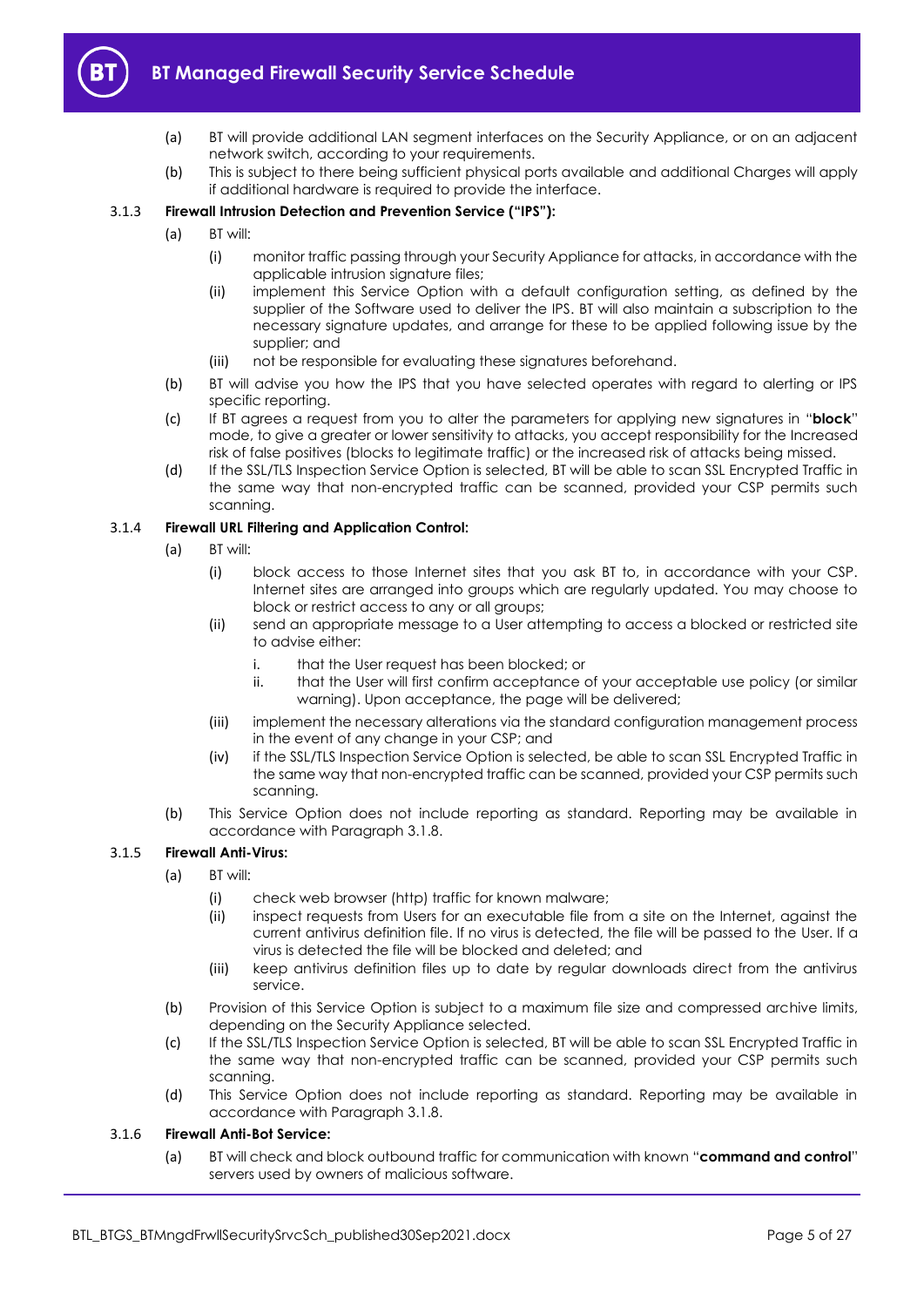(a) BT will provide additional LAN segment interfaces on the Security Appliance, or on an adjacent network switch, according to your requirements.

(b) This is subject to there being sufficient physical ports available and additional Charges will apply if additional hardware is required to provide the interface.

3.1.3 **Firewall Intrusion Detection and Prevention Service ("IPS"):**

(a) BT will:

(i) monitor traffic passing through your Security Appliance for attacks, in accordance with the applicable intrusion signature files;

(ii) implement this Service Option with a default configuration setting, as defined by the supplier of the Software used to deliver the IPS. BT will also maintain a subscription to the necessary signature updates, and arrange for these to be applied following issue by the supplier; and

(iii) not be responsible for evaluating these signatures beforehand.

(b) BT will advise you how the IPS that you have selected operates with regard to alerting or IPS specific reporting.

(c) If BT agrees a request from you to alter the parameters for applying new signatures in "**block**" mode, to give a greater or lower sensitivity to attacks, you accept responsibility for the Increased risk of false positives (blocks to legitimate traffic) or the increased risk of attacks being missed.

(d) If the SSL/TLS Inspection Service Option is selected, BT will be able to scan SSL Encrypted Traffic in the same way that non-encrypted traffic can be scanned, provided your CSP permits such scanning.

3.1.4 **Firewall URL Filtering and Application Control:**

(a) BT will:

(i) block access to those Internet sites that you ask BT to, in accordance with your CSP. Internet sites are arranged into groups which are regularly updated. You may choose to block or restrict access to any or all groups;

(ii) send an appropriate message to a User attempting to access a blocked or restricted site to advise either:

i. that the User request has been blocked; or

ii. that the User will first confirm acceptance of your acceptable use policy (or similar warning). Upon acceptance, the page will be delivered;

(iii) implement the necessary alterations via the standard configuration management process in the event of any change in your CSP; and

(iv) if the SSL/TLS Inspection Service Option is selected, be able to scan SSL Encrypted Traffic in the same way that non-encrypted traffic can be scanned, provided your CSP permits such scanning.

(b) This Service Option does not include reporting as standard. Reporting may be available in accordance with Paragraph 3.1.8.

3.1.5 **Firewall Anti-Virus:**

(a) BT will:

(i) check web browser (http) traffic for known malware;

(ii) inspect requests from Users for an executable file from a site on the Internet, against the current antivirus definition file. If no virus is detected, the file will be passed to the User. If a virus is detected the file will be blocked and deleted; and

(iii) keep antivirus definition files up to date by regular downloads direct from the antivirus service.

(b) Provision of this Service Option is subject to a maximum file size and compressed archive limits, depending on the Security Appliance selected.

(c) If the SSL/TLS Inspection Service Option is selected, BT will be able to scan SSL Encrypted Traffic in the same way that non-encrypted traffic can be scanned, provided your CSP permits such scanning.

(d) This Service Option does not include reporting as standard. Reporting may be available in accordance with Paragraph 3.1.8.

3.1.6 **Firewall Anti-Bot Service:**

(a) BT will check and block outbound traffic for communication with known "**command and control**" servers used by owners of malicious software.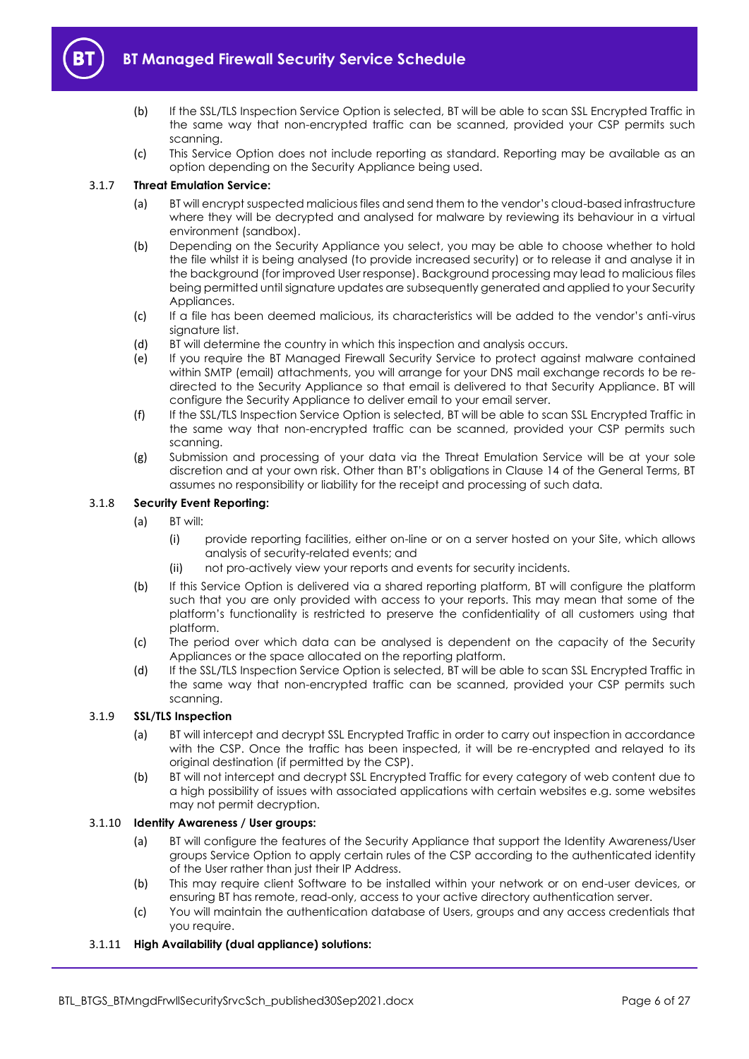(b) If the SSL/TLS Inspection Service Option is selected, BT will be able to scan SSL Encrypted Traffic in the same way that non-encrypted traffic can be scanned, provided your CSP permits such scanning.

(c) This Service Option does not include reporting as standard. Reporting may be available as an option depending on the Security Appliance being used.

3.1.7 **Threat Emulation Service:**

(a) BT will encrypt suspected malicious files and send them to the vendor's cloud-based infrastructure where they will be decrypted and analysed for malware by reviewing its behaviour in a virtual environment (sandbox).

(b) Depending on the Security Appliance you select, you may be able to choose whether to hold the file whilst it is being analysed (to provide increased security) or to release it and analyse it in the background (for improved User response). Background processing may lead to malicious files being permitted until signature updates are subsequently generated and applied to your Security Appliances.

(c) If a file has been deemed malicious, its characteristics will be added to the vendor's anti-virus signature list.

(d) BT will determine the country in which this inspection and analysis occurs.

(e) If you require the BT Managed Firewall Security Service to protect against malware contained within SMTP (email) attachments, you will arrange for your DNS mail exchange records to be re-directed to the Security Appliance so that email is delivered to that Security Appliance. BT will configure the Security Appliance to deliver email to your email server.

(f) If the SSL/TLS Inspection Service Option is selected, BT will be able to scan SSL Encrypted Traffic in the same way that non-encrypted traffic can be scanned, provided your CSP permits such scanning.

(g) Submission and processing of your data via the Threat Emulation Service will be at your sole discretion and at your own risk. Other than BT's obligations in Clause 14 of the General Terms, BT assumes no responsibility or liability for the receipt and processing of such data.

3.1.8 **Security Event Reporting:**

(a) BT will:

(i) provide reporting facilities, either on-line or on a server hosted on your Site, which allows analysis of security-related events; and

(ii) not pro-actively view your reports and events for security incidents.

(b) If this Service Option is delivered via a shared reporting platform, BT will configure the platform such that you are only provided with access to your reports. This may mean that some of the platform's functionality is restricted to preserve the confidentiality of all customers using that platform.

(c) The period over which data can be analysed is dependent on the capacity of the Security Appliances or the space allocated on the reporting platform.

(d) If the SSL/TLS Inspection Service Option is selected, BT will be able to scan SSL Encrypted Traffic in the same way that non-encrypted traffic can be scanned, provided your CSP permits such scanning.

3.1.9 **SSL/TLS Inspection**

(a) BT will intercept and decrypt SSL Encrypted Traffic in order to carry out inspection in accordance with the CSP. Once the traffic has been inspected, it will be re-encrypted and relayed to its original destination (if permitted by the CSP).

(b) BT will not intercept and decrypt SSL Encrypted Traffic for every category of web content due to a high possibility of issues with associated applications with certain websites e.g. some websites may not permit decryption.

3.1.10 **Identity Awareness / User groups:**

(a) BT will configure the features of the Security Appliance that support the Identity Awareness/User groups Service Option to apply certain rules of the CSP according to the authenticated identity of the User rather than just their IP Address.

(b) This may require client Software to be installed within your network or on end-user devices, or ensuring BT has remote, read-only, access to your active directory authentication server.

(c) You will maintain the authentication database of Users, groups and any access credentials that you require.

3.1.11 **High Availability (dual appliance) solutions:**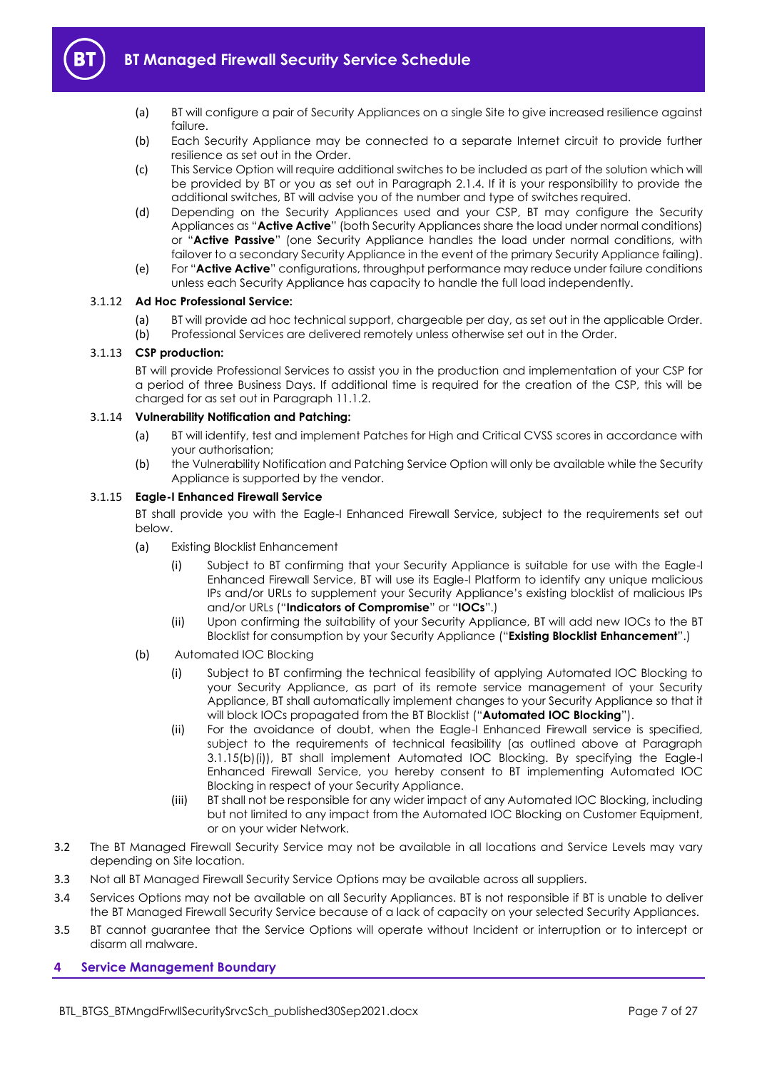(a) BT will configure a pair of Security Appliances on a single Site to give increased resilience against failure.

(b) Each Security Appliance may be connected to a separate Internet circuit to provide further resilience as set out in the Order.

(c) This Service Option will require additional switches to be included as part of the solution which will be provided by BT or you as set out in Paragraph 2.1.4. If it is your responsibility to provide the additional switches, BT will advise you of the number and type of switches required.

(d) Depending on the Security Appliances used and your CSP, BT may configure the Security Appliances as "**Active Active**" (both Security Appliances share the load under normal conditions) or "**Active Passive**" (one Security Appliance handles the load under normal conditions, with failover to a secondary Security Appliance in the event of the primary Security Appliance failing).

(e) For "**Active Active**" configurations, throughput performance may reduce under failure conditions unless each Security Appliance has capacity to handle the full load independently.

3.1.12 **Ad Hoc Professional Service:**

(a) BT will provide ad hoc technical support, chargeable per day, as set out in the applicable Order.

(b) Professional Services are delivered remotely unless otherwise set out in the Order.

3.1.13 **CSP production:**

BT will provide Professional Services to assist you in the production and implementation of your CSP for a period of three Business Days. If additional time is required for the creation of the CSP, this will be charged for as set out in Paragraph 11.1.2.

3.1.14 **Vulnerability Notification and Patching:**

(a) BT will identify, test and implement Patches for High and Critical CVSS scores in accordance with your authorisation;

(b) the Vulnerability Notification and Patching Service Option will only be available while the Security Appliance is supported by the vendor.

3.1.15 **Eagle-I Enhanced Firewall Service**

BT shall provide you with the Eagle-I Enhanced Firewall Service, subject to the requirements set out below.

(a) Existing Blocklist Enhancement

(i) Subject to BT confirming that your Security Appliance is suitable for use with the Eagle-I Enhanced Firewall Service, BT will use its Eagle-I Platform to identify any unique malicious IPs and/or URLs to supplement your Security Appliance's existing blocklist of malicious IPs and/or URLs ("**Indicators of Compromise**" or "**IOCs**".)

(ii) Upon confirming the suitability of your Security Appliance, BT will add new IOCs to the BT Blocklist for consumption by your Security Appliance ("**Existing Blocklist Enhancement**".)

(b) Automated IOC Blocking

(i) Subject to BT confirming the technical feasibility of applying Automated IOC Blocking to your Security Appliance, as part of its remote service management of your Security Appliance, BT shall automatically implement changes to your Security Appliance so that it will block IOCs propagated from the BT Blocklist ("**Automated IOC Blocking**").

(ii) For the avoidance of doubt, when the Eagle-I Enhanced Firewall service is specified, subject to the requirements of technical feasibility (as outlined above at Paragraph 3.1.15(b)(i)), BT shall implement Automated IOC Blocking. By specifying the Eagle-I Enhanced Firewall Service, you hereby consent to BT implementing Automated IOC Blocking in respect of your Security Appliance.

(iii) BT shall not be responsible for any wider impact of any Automated IOC Blocking, including but not limited to any impact from the Automated IOC Blocking on Customer Equipment, or on your wider Network.

3.2 The BT Managed Firewall Security Service may not be available in all locations and Service Levels may vary depending on Site location.

3.3 Not all BT Managed Firewall Security Service Options may be available across all suppliers.

3.4 Services Options may not be available on all Security Appliances. BT is not responsible if BT is unable to deliver the BT Managed Firewall Security Service because of a lack of capacity on your selected Security Appliances.

3.5 BT cannot guarantee that the Service Options will operate without Incident or interruption or to intercept or disarm all malware.

## 4 Service Management Boundary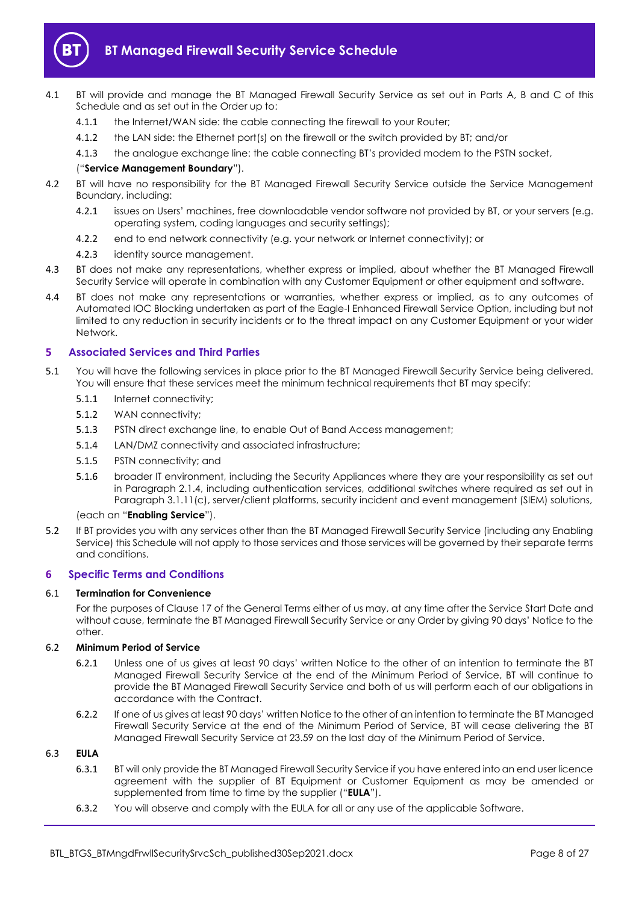4.1 BT will provide and manage the BT Managed Firewall Security Service as set out in Parts A, B and C of this Schedule and as set out in the Order up to:

4.1.1 the Internet/WAN side: the cable connecting the firewall to your Router;

4.1.2 the LAN side: the Ethernet port(s) on the firewall or the switch provided by BT; and/or

4.1.3 the analogue exchange line: the cable connecting BT's provided modem to the PSTN socket,

("**Service Management Boundary**").

4.2 BT will have no responsibility for the BT Managed Firewall Security Service outside the Service Management Boundary, including:

4.2.1 issues on Users' machines, free downloadable vendor software not provided by BT, or your servers (e.g. operating system, coding languages and security settings);

4.2.2 end to end network connectivity (e.g. your network or Internet connectivity); or

4.2.3 identity source management.

4.3 BT does not make any representations, whether express or implied, about whether the BT Managed Firewall Security Service will operate in combination with any Customer Equipment or other equipment and software.

4.4 BT does not make any representations or warranties, whether express or implied, as to any outcomes of Automated IOC Blocking undertaken as part of the Eagle-I Enhanced Firewall Service Option, including but not limited to any reduction in security incidents or to the threat impact on any Customer Equipment or your wider Network.

## 5 Associated Services and Third Parties

5.1 You will have the following services in place prior to the BT Managed Firewall Security Service being delivered. You will ensure that these services meet the minimum technical requirements that BT may specify:

5.1.1 Internet connectivity;

5.1.2 WAN connectivity;

5.1.3 PSTN direct exchange line, to enable Out of Band Access management;

5.1.4 LAN/DMZ connectivity and associated infrastructure;

5.1.5 PSTN connectivity; and

5.1.6 broader IT environment, including the Security Appliances where they are your responsibility as set out in Paragraph 2.1.4, including authentication services, additional switches where required as set out in Paragraph 3.1.11(c), server/client platforms, security incident and event management (SIEM) solutions,

(each an "**Enabling Service**").

5.2 If BT provides you with any services other than the BT Managed Firewall Security Service (including any Enabling Service) this Schedule will not apply to those services and those services will be governed by their separate terms and conditions.

## 6 Specific Terms and Conditions

### 6.1 Termination for Convenience

For the purposes of Clause 17 of the General Terms either of us may, at any time after the Service Start Date and without cause, terminate the BT Managed Firewall Security Service or any Order by giving 90 days' Notice to the other.

### 6.2 Minimum Period of Service

6.2.1 Unless one of us gives at least 90 days' written Notice to the other of an intention to terminate the BT Managed Firewall Security Service at the end of the Minimum Period of Service, BT will continue to provide the BT Managed Firewall Security Service and both of us will perform each of our obligations in accordance with the Contract.

6.2.2 If one of us gives at least 90 days' written Notice to the other of an intention to terminate the BT Managed Firewall Security Service at the end of the Minimum Period of Service, BT will cease delivering the BT Managed Firewall Security Service at 23.59 on the last day of the Minimum Period of Service.

### 6.3 EULA

6.3.1 BT will only provide the BT Managed Firewall Security Service if you have entered into an end user licence agreement with the supplier of BT Equipment or Customer Equipment as may be amended or supplemented from time to time by the supplier ("**EULA**").

6.3.2 You will observe and comply with the EULA for all or any use of the applicable Software.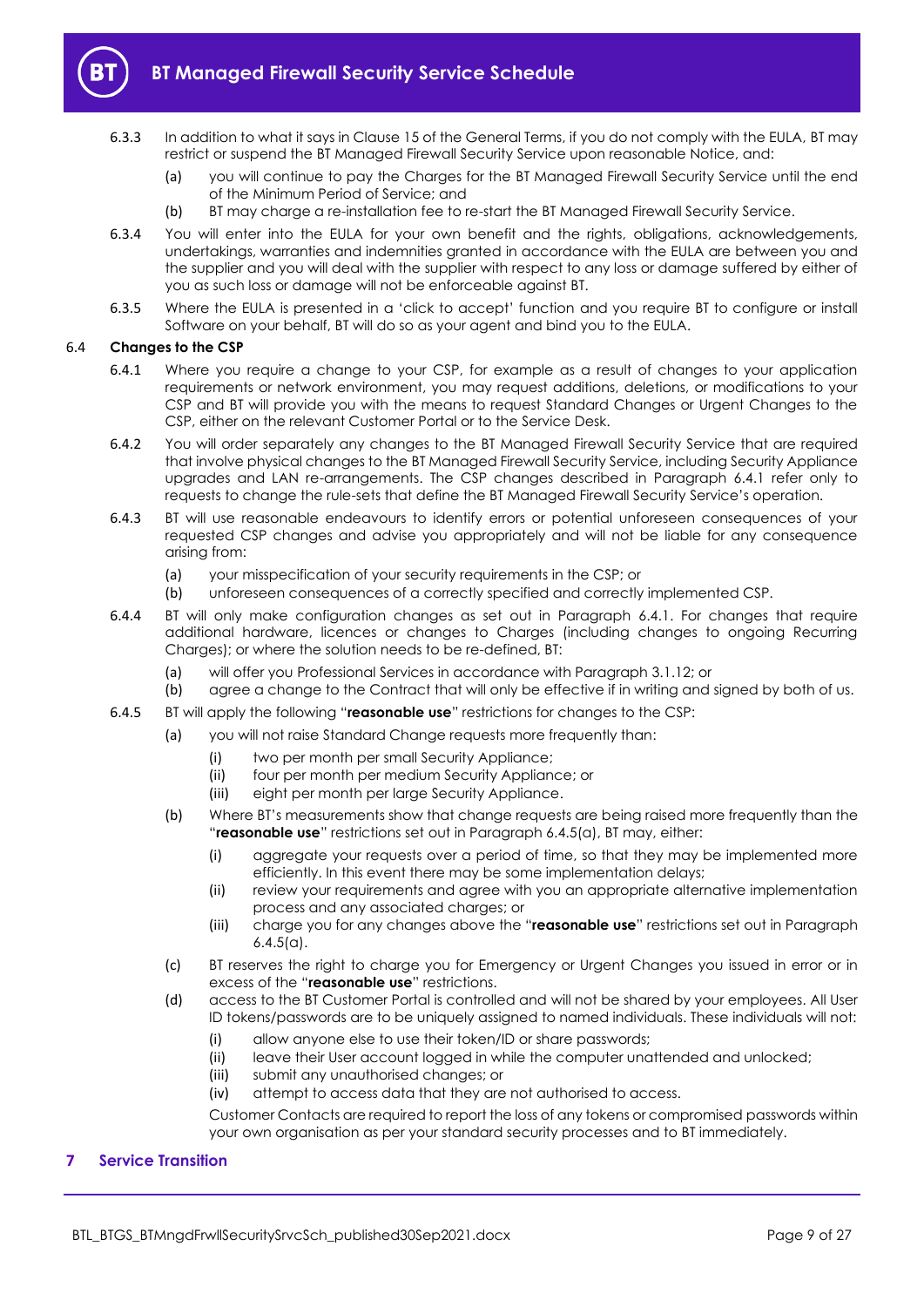6.3.3 In addition to what it says in Clause 15 of the General Terms, if you do not comply with the EULA, BT may restrict or suspend the BT Managed Firewall Security Service upon reasonable Notice, and:

(a) you will continue to pay the Charges for the BT Managed Firewall Security Service until the end of the Minimum Period of Service; and

(b) BT may charge a re-installation fee to re-start the BT Managed Firewall Security Service.

6.3.4 You will enter into the EULA for your own benefit and the rights, obligations, acknowledgements, undertakings, warranties and indemnities granted in accordance with the EULA are between you and the supplier and you will deal with the supplier with respect to any loss or damage suffered by either of you as such loss or damage will not be enforceable against BT.

6.3.5 Where the EULA is presented in a 'click to accept' function and you require BT to configure or install Software on your behalf, BT will do so as your agent and bind you to the EULA.

### 6.4 Changes to the CSP

6.4.1 Where you require a change to your CSP, for example as a result of changes to your application requirements or network environment, you may request additions, deletions, or modifications to your CSP and BT will provide you with the means to request Standard Changes or Urgent Changes to the CSP, either on the relevant Customer Portal or to the Service Desk.

6.4.2 You will order separately any changes to the BT Managed Firewall Security Service that are required that involve physical changes to the BT Managed Firewall Security Service, including Security Appliance upgrades and LAN re-arrangements. The CSP changes described in Paragraph 6.4.1 refer only to requests to change the rule-sets that define the BT Managed Firewall Security Service's operation.

6.4.3 BT will use reasonable endeavours to identify errors or potential unforeseen consequences of your requested CSP changes and advise you appropriately and will not be liable for any consequence arising from:

(a) your misspecification of your security requirements in the CSP; or

(b) unforeseen consequences of a correctly specified and correctly implemented CSP.

6.4.4 BT will only make configuration changes as set out in Paragraph 6.4.1. For changes that require additional hardware, licences or changes to Charges (including changes to ongoing Recurring Charges); or where the solution needs to be re-defined, BT:

(a) will offer you Professional Services in accordance with Paragraph 3.1.12; or

(b) agree a change to the Contract that will only be effective if in writing and signed by both of us.

6.4.5 BT will apply the following "**reasonable use**" restrictions for changes to the CSP:

(a) you will not raise Standard Change requests more frequently than:

(i) two per month per small Security Appliance;

(ii) four per month per medium Security Appliance; or

(iii) eight per month per large Security Appliance.

(b) Where BT's measurements show that change requests are being raised more frequently than the "**reasonable use**" restrictions set out in Paragraph 6.4.5(a), BT may, either:

(i) aggregate your requests over a period of time, so that they may be implemented more efficiently. In this event there may be some implementation delays;

(ii) review your requirements and agree with you an appropriate alternative implementation process and any associated charges; or

(iii) charge you for any changes above the "**reasonable use**" restrictions set out in Paragraph 6.4.5(a).

(c) BT reserves the right to charge you for Emergency or Urgent Changes you issued in error or in excess of the "**reasonable use**" restrictions.

(d) access to the BT Customer Portal is controlled and will not be shared by your employees. All User ID tokens/passwords are to be uniquely assigned to named individuals. These individuals will not:

(i) allow anyone else to use their token/ID or share passwords;

(ii) leave their User account logged in while the computer unattended and unlocked;

(iii) submit any unauthorised changes; or

(iv) attempt to access data that they are not authorised to access.

Customer Contacts are required to report the loss of any tokens or compromised passwords within your own organisation as per your standard security processes and to BT immediately.

## 7 Service Transition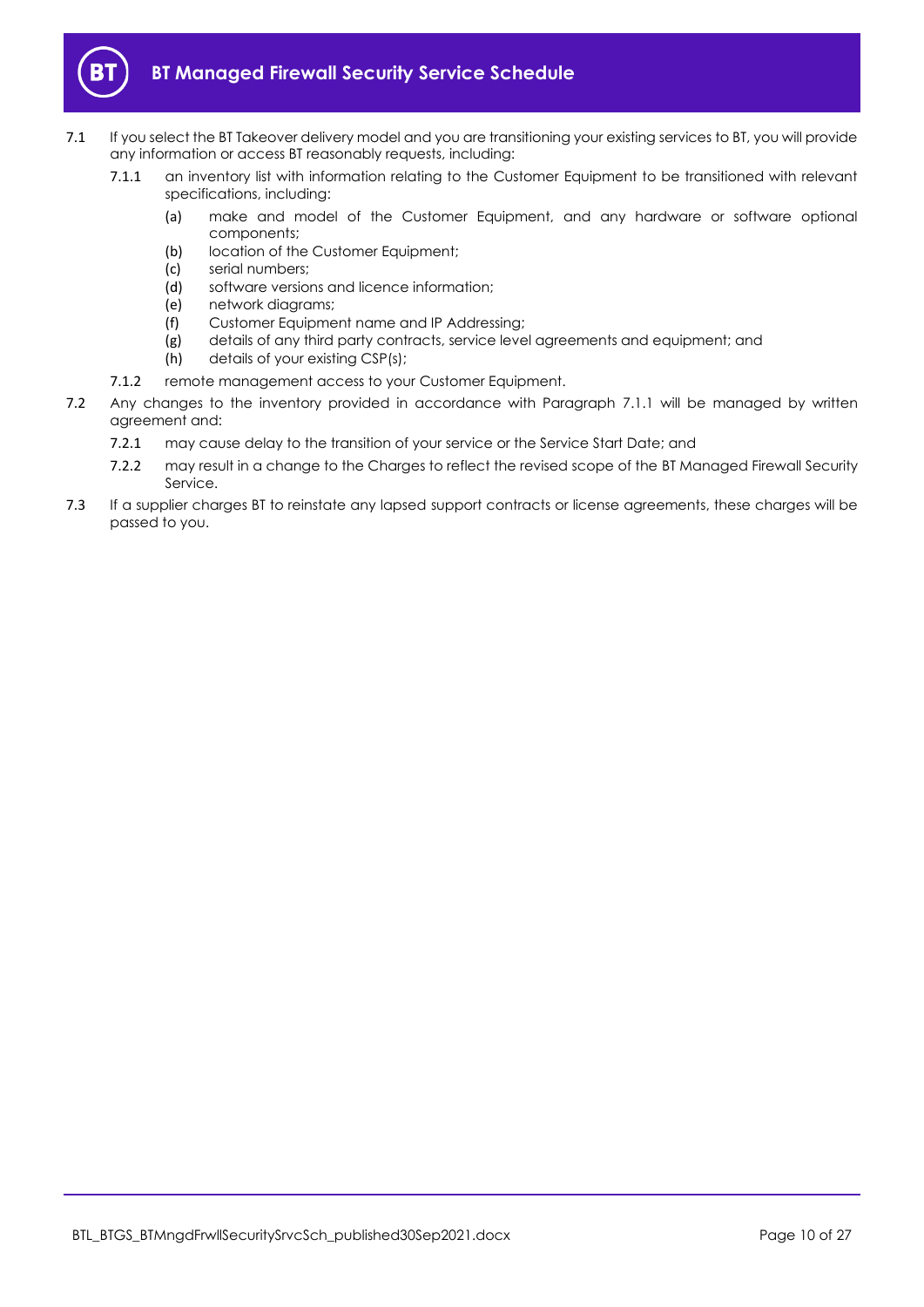7.1 If you select the BT Takeover delivery model and you are transitioning your existing services to BT, you will provide any information or access BT reasonably requests, including:

7.1.1 an inventory list with information relating to the Customer Equipment to be transitioned with relevant specifications, including:

(a) make and model of the Customer Equipment, and any hardware or software optional components;

(b) location of the Customer Equipment;

(c) serial numbers;

(d) software versions and licence information;

(e) network diagrams;

(f) Customer Equipment name and IP Addressing;

(g) details of any third party contracts, service level agreements and equipment; and

(h) details of your existing CSP(s);

7.1.2 remote management access to your Customer Equipment.

7.2 Any changes to the inventory provided in accordance with Paragraph 7.1.1 will be managed by written agreement and:

7.2.1 may cause delay to the transition of your service or the Service Start Date; and

7.2.2 may result in a change to the Charges to reflect the revised scope of the BT Managed Firewall Security Service.

7.3 If a supplier charges BT to reinstate any lapsed support contracts or license agreements, these charges will be passed to you.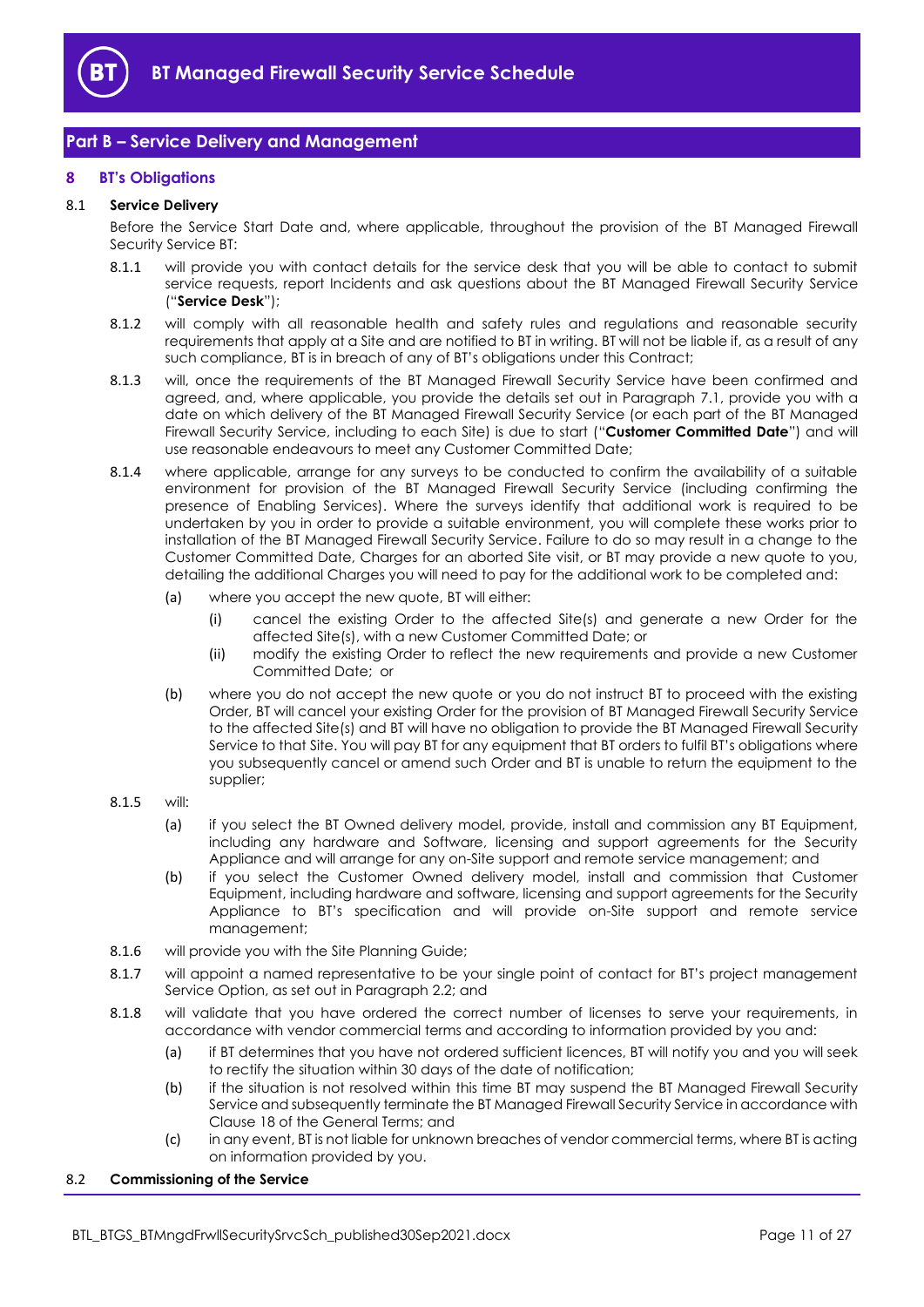## Part B – Service Delivery and Management

### 8 BT's Obligations

8.1 **Service Delivery**

Before the Service Start Date and, where applicable, throughout the provision of the BT Managed Firewall Security Service BT:

8.1.1 will provide you with contact details for the service desk that you will be able to contact to submit service requests, report Incidents and ask questions about the BT Managed Firewall Security Service ("**Service Desk**");

8.1.2 will comply with all reasonable health and safety rules and regulations and reasonable security requirements that apply at a Site and are notified to BT in writing. BT will not be liable if, as a result of any such compliance, BT is in breach of any of BT's obligations under this Contract;

8.1.3 will, once the requirements of the BT Managed Firewall Security Service have been confirmed and agreed, and, where applicable, you provide the details set out in Paragraph 7.1, provide you with a date on which delivery of the BT Managed Firewall Security Service (or each part of the BT Managed Firewall Security Service, including to each Site) is due to start ("**Customer Committed Date**") and will use reasonable endeavours to meet any Customer Committed Date;

8.1.4 where applicable, arrange for any surveys to be conducted to confirm the availability of a suitable environment for provision of the BT Managed Firewall Security Service (including confirming the presence of Enabling Services). Where the surveys identify that additional work is required to be undertaken by you in order to provide a suitable environment, you will complete these works prior to installation of the BT Managed Firewall Security Service. Failure to do so may result in a change to the Customer Committed Date, Charges for an aborted Site visit, or BT may provide a new quote to you, detailing the additional Charges you will need to pay for the additional work to be completed and:

(a) where you accept the new quote, BT will either:

(i) cancel the existing Order to the affected Site(s) and generate a new Order for the affected Site(s), with a new Customer Committed Date; or

(ii) modify the existing Order to reflect the new requirements and provide a new Customer Committed Date; or

(b) where you do not accept the new quote or you do not instruct BT to proceed with the existing Order, BT will cancel your existing Order for the provision of BT Managed Firewall Security Service to the affected Site(s) and BT will have no obligation to provide the BT Managed Firewall Security Service to that Site. You will pay BT for any equipment that BT orders to fulfil BT's obligations where you subsequently cancel or amend such Order and BT is unable to return the equipment to the supplier;

8.1.5 will:

(a) if you select the BT Owned delivery model, provide, install and commission any BT Equipment, including any hardware and Software, licensing and support agreements for the Security Appliance and will arrange for any on-Site support and remote service management; and

(b) if you select the Customer Owned delivery model, install and commission that Customer Equipment, including hardware and software, licensing and support agreements for the Security Appliance to BT's specification and will provide on-Site support and remote service management;

8.1.6 will provide you with the Site Planning Guide;

8.1.7 will appoint a named representative to be your single point of contact for BT's project management Service Option, as set out in Paragraph 2.2; and

8.1.8 will validate that you have ordered the correct number of licenses to serve your requirements, in accordance with vendor commercial terms and according to information provided by you and:

(a) if BT determines that you have not ordered sufficient licences, BT will notify you and you will seek to rectify the situation within 30 days of the date of notification;

(b) if the situation is not resolved within this time BT may suspend the BT Managed Firewall Security Service and subsequently terminate the BT Managed Firewall Security Service in accordance with Clause 18 of the General Terms; and

(c) in any event, BT is not liable for unknown breaches of vendor commercial terms, where BT is acting on information provided by you.

8.2 **Commissioning of the Service**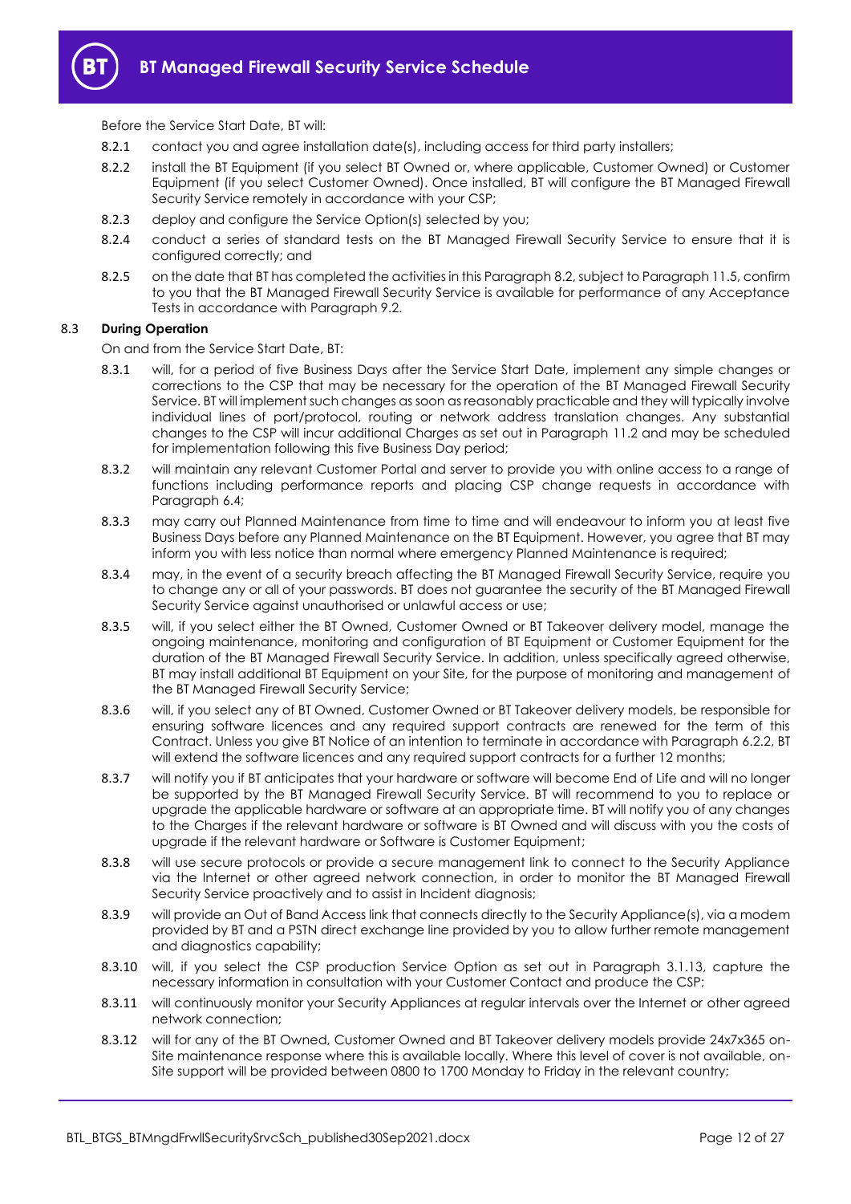Before the Service Start Date, BT will:

8.2.1 contact you and agree installation date(s), including access for third party installers;

8.2.2 install the BT Equipment (if you select BT Owned or, where applicable, Customer Owned) or Customer Equipment (if you select Customer Owned). Once installed, BT will configure the BT Managed Firewall Security Service remotely in accordance with your CSP;

8.2.3 deploy and configure the Service Option(s) selected by you;

8.2.4 conduct a series of standard tests on the BT Managed Firewall Security Service to ensure that it is configured correctly; and

8.2.5 on the date that BT has completed the activities in this Paragraph 8.2, subject to Paragraph 11.5, confirm to you that the BT Managed Firewall Security Service is available for performance of any Acceptance Tests in accordance with Paragraph 9.2.

8.3 **During Operation**

On and from the Service Start Date, BT:

8.3.1 will, for a period of five Business Days after the Service Start Date, implement any simple changes or corrections to the CSP that may be necessary for the operation of the BT Managed Firewall Security Service. BT will implement such changes as soon as reasonably practicable and they will typically involve individual lines of port/protocol, routing or network address translation changes. Any substantial changes to the CSP will incur additional Charges as set out in Paragraph 11.2 and may be scheduled for implementation following this five Business Day period;

8.3.2 will maintain any relevant Customer Portal and server to provide you with online access to a range of functions including performance reports and placing CSP change requests in accordance with Paragraph 6.4;

8.3.3 may carry out Planned Maintenance from time to time and will endeavour to inform you at least five Business Days before any Planned Maintenance on the BT Equipment. However, you agree that BT may inform you with less notice than normal where emergency Planned Maintenance is required;

8.3.4 may, in the event of a security breach affecting the BT Managed Firewall Security Service, require you to change any or all of your passwords. BT does not guarantee the security of the BT Managed Firewall Security Service against unauthorised or unlawful access or use;

8.3.5 will, if you select either the BT Owned, Customer Owned or BT Takeover delivery model, manage the ongoing maintenance, monitoring and configuration of BT Equipment or Customer Equipment for the duration of the BT Managed Firewall Security Service. In addition, unless specifically agreed otherwise, BT may install additional BT Equipment on your Site, for the purpose of monitoring and management of the BT Managed Firewall Security Service;

8.3.6 will, if you select any of BT Owned, Customer Owned or BT Takeover delivery models, be responsible for ensuring software licences and any required support contracts are renewed for the term of this Contract. Unless you give BT Notice of an intention to terminate in accordance with Paragraph 6.2.2, BT will extend the software licences and any required support contracts for a further 12 months;

8.3.7 will notify you if BT anticipates that your hardware or software will become End of Life and will no longer be supported by the BT Managed Firewall Security Service. BT will recommend to you to replace or upgrade the applicable hardware or software at an appropriate time. BT will notify you of any changes to the Charges if the relevant hardware or software is BT Owned and will discuss with you the costs of upgrade if the relevant hardware or Software is Customer Equipment;

8.3.8 will use secure protocols or provide a secure management link to connect to the Security Appliance via the Internet or other agreed network connection, in order to monitor the BT Managed Firewall Security Service proactively and to assist in Incident diagnosis;

8.3.9 will provide an Out of Band Access link that connects directly to the Security Appliance(s), via a modem provided by BT and a PSTN direct exchange line provided by you to allow further remote management and diagnostics capability;

8.3.10 will, if you select the CSP production Service Option as set out in Paragraph 3.1.13, capture the necessary information in consultation with your Customer Contact and produce the CSP;

8.3.11 will continuously monitor your Security Appliances at regular intervals over the Internet or other agreed network connection;

8.3.12 will for any of the BT Owned, Customer Owned and BT Takeover delivery models provide 24x7x365 on-Site maintenance response where this is available locally. Where this level of cover is not available, on-Site support will be provided between 0800 to 1700 Monday to Friday in the relevant country;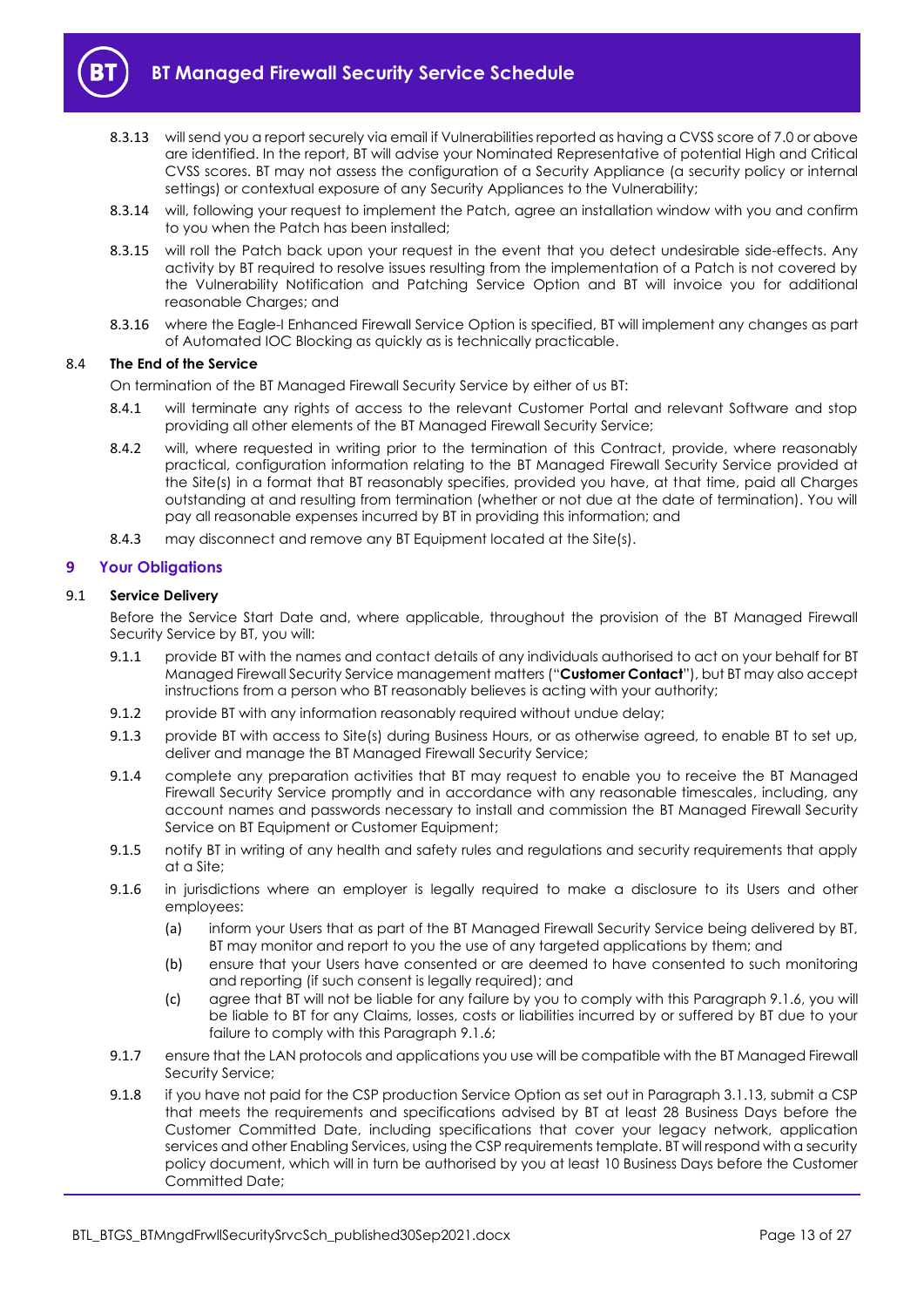8.3.13 will send you a report securely via email if Vulnerabilities reported as having a CVSS score of 7.0 or above are identified. In the report, BT will advise your Nominated Representative of potential High and Critical CVSS scores. BT may not assess the configuration of a Security Appliance (a security policy or internal settings) or contextual exposure of any Security Appliances to the Vulnerability;

8.3.14 will, following your request to implement the Patch, agree an installation window with you and confirm to you when the Patch has been installed;

8.3.15 will roll the Patch back upon your request in the event that you detect undesirable side-effects. Any activity by BT required to resolve issues resulting from the implementation of a Patch is not covered by the Vulnerability Notification and Patching Service Option and BT will invoice you for additional reasonable Charges; and

8.3.16 where the Eagle-I Enhanced Firewall Service Option is specified, BT will implement any changes as part of Automated IOC Blocking as quickly as is technically practicable.

### 8.4 The End of the Service

On termination of the BT Managed Firewall Security Service by either of us BT:

8.4.1 will terminate any rights of access to the relevant Customer Portal and relevant Software and stop providing all other elements of the BT Managed Firewall Security Service;

8.4.2 will, where requested in writing prior to the termination of this Contract, provide, where reasonably practical, configuration information relating to the BT Managed Firewall Security Service provided at the Site(s) in a format that BT reasonably specifies, provided you have, at that time, paid all Charges outstanding at and resulting from termination (whether or not due at the date of termination). You will pay all reasonable expenses incurred by BT in providing this information; and

8.4.3 may disconnect and remove any BT Equipment located at the Site(s).

## 9 Your Obligations

### 9.1 Service Delivery

Before the Service Start Date and, where applicable, throughout the provision of the BT Managed Firewall Security Service by BT, you will:

9.1.1 provide BT with the names and contact details of any individuals authorised to act on your behalf for BT Managed Firewall Security Service management matters ("**Customer Contact**"), but BT may also accept instructions from a person who BT reasonably believes is acting with your authority;

9.1.2 provide BT with any information reasonably required without undue delay;

9.1.3 provide BT with access to Site(s) during Business Hours, or as otherwise agreed, to enable BT to set up, deliver and manage the BT Managed Firewall Security Service;

9.1.4 complete any preparation activities that BT may request to enable you to receive the BT Managed Firewall Security Service promptly and in accordance with any reasonable timescales, including, any account names and passwords necessary to install and commission the BT Managed Firewall Security Service on BT Equipment or Customer Equipment;

9.1.5 notify BT in writing of any health and safety rules and regulations and security requirements that apply at a Site;

9.1.6 in jurisdictions where an employer is legally required to make a disclosure to its Users and other employees:

(a) inform your Users that as part of the BT Managed Firewall Security Service being delivered by BT, BT may monitor and report to you the use of any targeted applications by them; and

(b) ensure that your Users have consented or are deemed to have consented to such monitoring and reporting (if such consent is legally required); and

(c) agree that BT will not be liable for any failure by you to comply with this Paragraph 9.1.6, you will be liable to BT for any Claims, losses, costs or liabilities incurred by or suffered by BT due to your failure to comply with this Paragraph 9.1.6;

9.1.7 ensure that the LAN protocols and applications you use will be compatible with the BT Managed Firewall Security Service;

9.1.8 if you have not paid for the CSP production Service Option as set out in Paragraph 3.1.13, submit a CSP that meets the requirements and specifications advised by BT at least 28 Business Days before the Customer Committed Date, including specifications that cover your legacy network, application services and other Enabling Services, using the CSP requirements template. BT will respond with a security policy document, which will in turn be authorised by you at least 10 Business Days before the Customer Committed Date;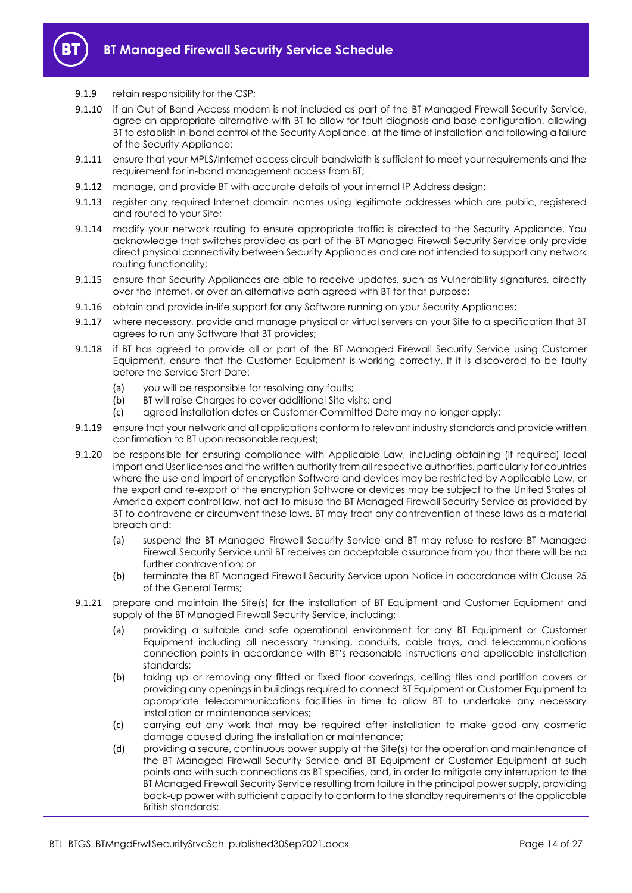9.1.9 retain responsibility for the CSP;

9.1.10 if an Out of Band Access modem is not included as part of the BT Managed Firewall Security Service, agree an appropriate alternative with BT to allow for fault diagnosis and base configuration, allowing BT to establish in-band control of the Security Appliance, at the time of installation and following a failure of the Security Appliance;

9.1.11 ensure that your MPLS/Internet access circuit bandwidth is sufficient to meet your requirements and the requirement for in-band management access from BT;

9.1.12 manage, and provide BT with accurate details of your internal IP Address design;

9.1.13 register any required Internet domain names using legitimate addresses which are public, registered and routed to your Site;

9.1.14 modify your network routing to ensure appropriate traffic is directed to the Security Appliance. You acknowledge that switches provided as part of the BT Managed Firewall Security Service only provide direct physical connectivity between Security Appliances and are not intended to support any network routing functionality;

9.1.15 ensure that Security Appliances are able to receive updates, such as Vulnerability signatures, directly over the Internet, or over an alternative path agreed with BT for that purpose;

9.1.16 obtain and provide in-life support for any Software running on your Security Appliances;

9.1.17 where necessary, provide and manage physical or virtual servers on your Site to a specification that BT agrees to run any Software that BT provides;

9.1.18 if BT has agreed to provide all or part of the BT Managed Firewall Security Service using Customer Equipment, ensure that the Customer Equipment is working correctly. If it is discovered to be faulty before the Service Start Date:

(a) you will be responsible for resolving any faults;

(b) BT will raise Charges to cover additional Site visits; and

(c) agreed installation dates or Customer Committed Date may no longer apply;

9.1.19 ensure that your network and all applications conform to relevant industry standards and provide written confirmation to BT upon reasonable request;

9.1.20 be responsible for ensuring compliance with Applicable Law, including obtaining (if required) local import and User licenses and the written authority from all respective authorities, particularly for countries where the use and import of encryption Software and devices may be restricted by Applicable Law, or the export and re-export of the encryption Software or devices may be subject to the United States of America export control law, not act to misuse the BT Managed Firewall Security Service as provided by BT to contravene or circumvent these laws. BT may treat any contravention of these laws as a material breach and:

(a) suspend the BT Managed Firewall Security Service and BT may refuse to restore BT Managed Firewall Security Service until BT receives an acceptable assurance from you that there will be no further contravention; or

(b) terminate the BT Managed Firewall Security Service upon Notice in accordance with Clause 25 of the General Terms;

9.1.21 prepare and maintain the Site(s) for the installation of BT Equipment and Customer Equipment and supply of the BT Managed Firewall Security Service, including:

(a) providing a suitable and safe operational environment for any BT Equipment or Customer Equipment including all necessary trunking, conduits, cable trays, and telecommunications connection points in accordance with BT's reasonable instructions and applicable installation standards;

(b) taking up or removing any fitted or fixed floor coverings, ceiling tiles and partition covers or providing any openings in buildings required to connect BT Equipment or Customer Equipment to appropriate telecommunications facilities in time to allow BT to undertake any necessary installation or maintenance services;

(c) carrying out any work that may be required after installation to make good any cosmetic damage caused during the installation or maintenance;

(d) providing a secure, continuous power supply at the Site(s) for the operation and maintenance of the BT Managed Firewall Security Service and BT Equipment or Customer Equipment at such points and with such connections as BT specifies, and, in order to mitigate any interruption to the BT Managed Firewall Security Service resulting from failure in the principal power supply, providing back-up power with sufficient capacity to conform to the standby requirements of the applicable British standards;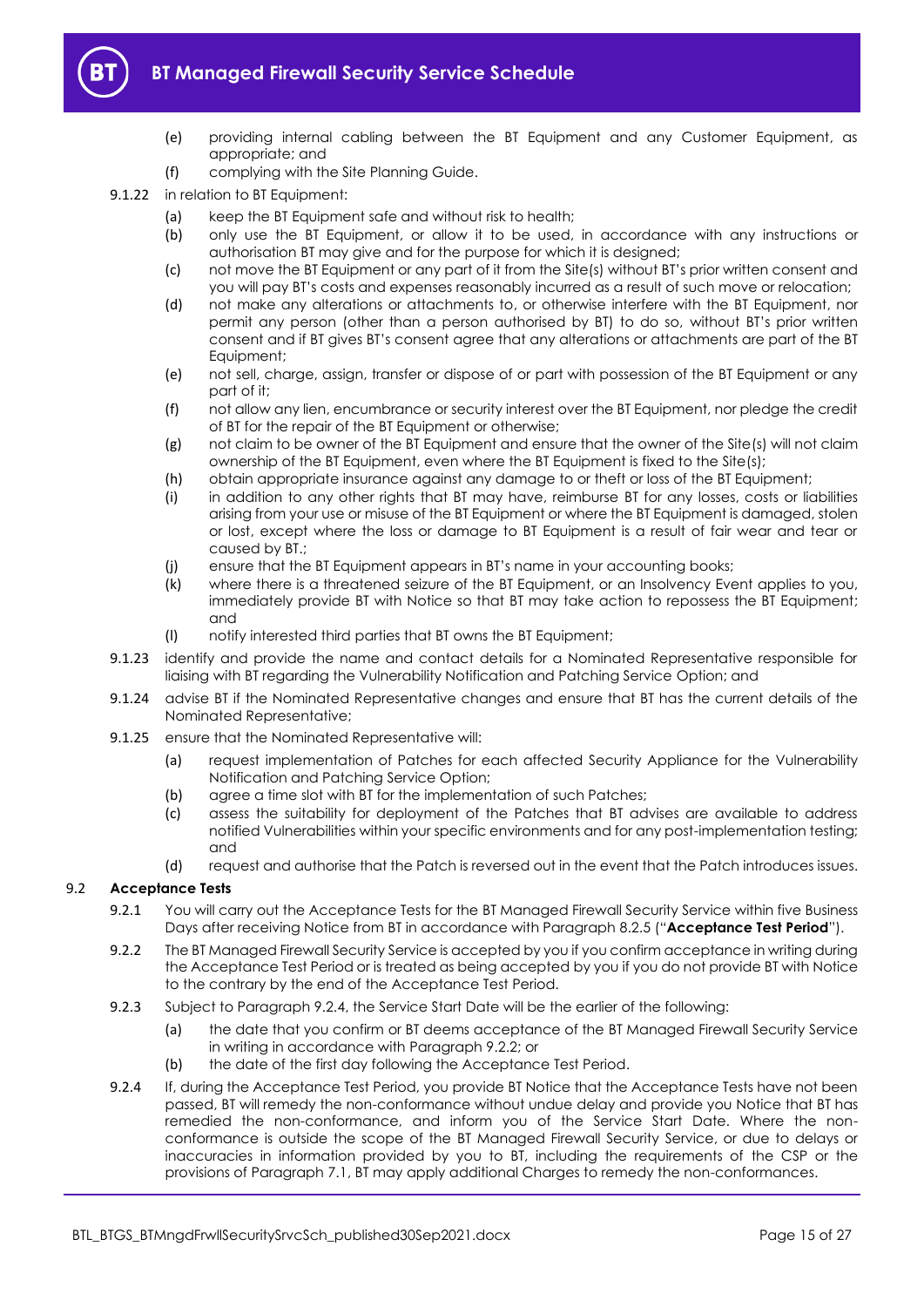(e) providing internal cabling between the BT Equipment and any Customer Equipment, as appropriate; and

(f) complying with the Site Planning Guide.

9.1.22 in relation to BT Equipment:

(a) keep the BT Equipment safe and without risk to health;

(b) only use the BT Equipment, or allow it to be used, in accordance with any instructions or authorisation BT may give and for the purpose for which it is designed;

(c) not move the BT Equipment or any part of it from the Site(s) without BT's prior written consent and you will pay BT's costs and expenses reasonably incurred as a result of such move or relocation;

(d) not make any alterations or attachments to, or otherwise interfere with the BT Equipment, nor permit any person (other than a person authorised by BT) to do so, without BT's prior written consent and if BT gives BT's consent agree that any alterations or attachments are part of the BT Equipment;

(e) not sell, charge, assign, transfer or dispose of or part with possession of the BT Equipment or any part of it;

(f) not allow any lien, encumbrance or security interest over the BT Equipment, nor pledge the credit of BT for the repair of the BT Equipment or otherwise;

(g) not claim to be owner of the BT Equipment and ensure that the owner of the Site(s) will not claim ownership of the BT Equipment, even where the BT Equipment is fixed to the Site(s);

(h) obtain appropriate insurance against any damage to or theft or loss of the BT Equipment;

(i) in addition to any other rights that BT may have, reimburse BT for any losses, costs or liabilities arising from your use or misuse of the BT Equipment or where the BT Equipment is damaged, stolen or lost, except where the loss or damage to BT Equipment is a result of fair wear and tear or caused by BT.;

(j) ensure that the BT Equipment appears in BT's name in your accounting books;

(k) where there is a threatened seizure of the BT Equipment, or an Insolvency Event applies to you, immediately provide BT with Notice so that BT may take action to repossess the BT Equipment; and

(l) notify interested third parties that BT owns the BT Equipment;

9.1.23 identify and provide the name and contact details for a Nominated Representative responsible for liaising with BT regarding the Vulnerability Notification and Patching Service Option; and

9.1.24 advise BT if the Nominated Representative changes and ensure that BT has the current details of the Nominated Representative;

9.1.25 ensure that the Nominated Representative will:

(a) request implementation of Patches for each affected Security Appliance for the Vulnerability Notification and Patching Service Option;

(b) agree a time slot with BT for the implementation of such Patches;

(c) assess the suitability for deployment of the Patches that BT advises are available to address notified Vulnerabilities within your specific environments and for any post-implementation testing; and

(d) request and authorise that the Patch is reversed out in the event that the Patch introduces issues.

### 9.2 Acceptance Tests

9.2.1 You will carry out the Acceptance Tests for the BT Managed Firewall Security Service within five Business Days after receiving Notice from BT in accordance with Paragraph 8.2.5 ("**Acceptance Test Period**").

9.2.2 The BT Managed Firewall Security Service is accepted by you if you confirm acceptance in writing during the Acceptance Test Period or is treated as being accepted by you if you do not provide BT with Notice to the contrary by the end of the Acceptance Test Period.

9.2.3 Subject to Paragraph 9.2.4, the Service Start Date will be the earlier of the following:

(a) the date that you confirm or BT deems acceptance of the BT Managed Firewall Security Service in writing in accordance with Paragraph 9.2.2; or

(b) the date of the first day following the Acceptance Test Period.

9.2.4 If, during the Acceptance Test Period, you provide BT Notice that the Acceptance Tests have not been passed, BT will remedy the non-conformance without undue delay and provide you Notice that BT has remedied the non-conformance, and inform you of the Service Start Date. Where the non-conformance is outside the scope of the BT Managed Firewall Security Service, or due to delays or inaccuracies in information provided by you to BT, including the requirements of the CSP or the provisions of Paragraph 7.1, BT may apply additional Charges to remedy the non-conformances.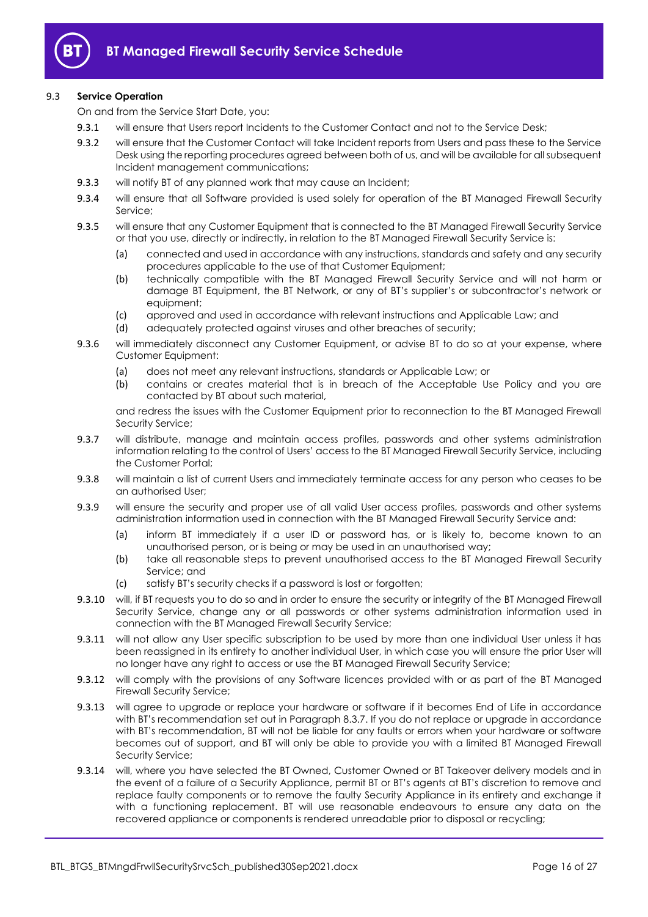### 9.3 **Service Operation**

On and from the Service Start Date, you:

9.3.1 will ensure that Users report Incidents to the Customer Contact and not to the Service Desk;

9.3.2 will ensure that the Customer Contact will take Incident reports from Users and pass these to the Service Desk using the reporting procedures agreed between both of us, and will be available for all subsequent Incident management communications;

9.3.3 will notify BT of any planned work that may cause an Incident;

9.3.4 will ensure that all Software provided is used solely for operation of the BT Managed Firewall Security Service;

9.3.5 will ensure that any Customer Equipment that is connected to the BT Managed Firewall Security Service or that you use, directly or indirectly, in relation to the BT Managed Firewall Security Service is:

- (a) connected and used in accordance with any instructions, standards and safety and any security procedures applicable to the use of that Customer Equipment;
- (b) technically compatible with the BT Managed Firewall Security Service and will not harm or damage BT Equipment, the BT Network, or any of BT's supplier's or subcontractor's network or equipment;
- (c) approved and used in accordance with relevant instructions and Applicable Law; and
- (d) adequately protected against viruses and other breaches of security;

9.3.6 will immediately disconnect any Customer Equipment, or advise BT to do so at your expense, where Customer Equipment:

- (a) does not meet any relevant instructions, standards or Applicable Law; or
- (b) contains or creates material that is in breach of the Acceptable Use Policy and you are contacted by BT about such material,

and redress the issues with the Customer Equipment prior to reconnection to the BT Managed Firewall Security Service;

9.3.7 will distribute, manage and maintain access profiles, passwords and other systems administration information relating to the control of Users' access to the BT Managed Firewall Security Service, including the Customer Portal;

9.3.8 will maintain a list of current Users and immediately terminate access for any person who ceases to be an authorised User;

9.3.9 will ensure the security and proper use of all valid User access profiles, passwords and other systems administration information used in connection with the BT Managed Firewall Security Service and:

- (a) inform BT immediately if a user ID or password has, or is likely to, become known to an unauthorised person, or is being or may be used in an unauthorised way;
- (b) take all reasonable steps to prevent unauthorised access to the BT Managed Firewall Security Service; and
- (c) satisfy BT's security checks if a password is lost or forgotten;

9.3.10 will, if BT requests you to do so and in order to ensure the security or integrity of the BT Managed Firewall Security Service, change any or all passwords or other systems administration information used in connection with the BT Managed Firewall Security Service;

9.3.11 will not allow any User specific subscription to be used by more than one individual User unless it has been reassigned in its entirety to another individual User, in which case you will ensure the prior User will no longer have any right to access or use the BT Managed Firewall Security Service;

9.3.12 will comply with the provisions of any Software licences provided with or as part of the BT Managed Firewall Security Service;

9.3.13 will agree to upgrade or replace your hardware or software if it becomes End of Life in accordance with BT's recommendation set out in Paragraph 8.3.7. If you do not replace or upgrade in accordance with BT's recommendation, BT will not be liable for any faults or errors when your hardware or software becomes out of support, and BT will only be able to provide you with a limited BT Managed Firewall Security Service;

9.3.14 will, where you have selected the BT Owned, Customer Owned or BT Takeover delivery models and in the event of a failure of a Security Appliance, permit BT or BT's agents at BT's discretion to remove and replace faulty components or to remove the faulty Security Appliance in its entirety and exchange it with a functioning replacement. BT will use reasonable endeavours to ensure any data on the recovered appliance or components is rendered unreadable prior to disposal or recycling;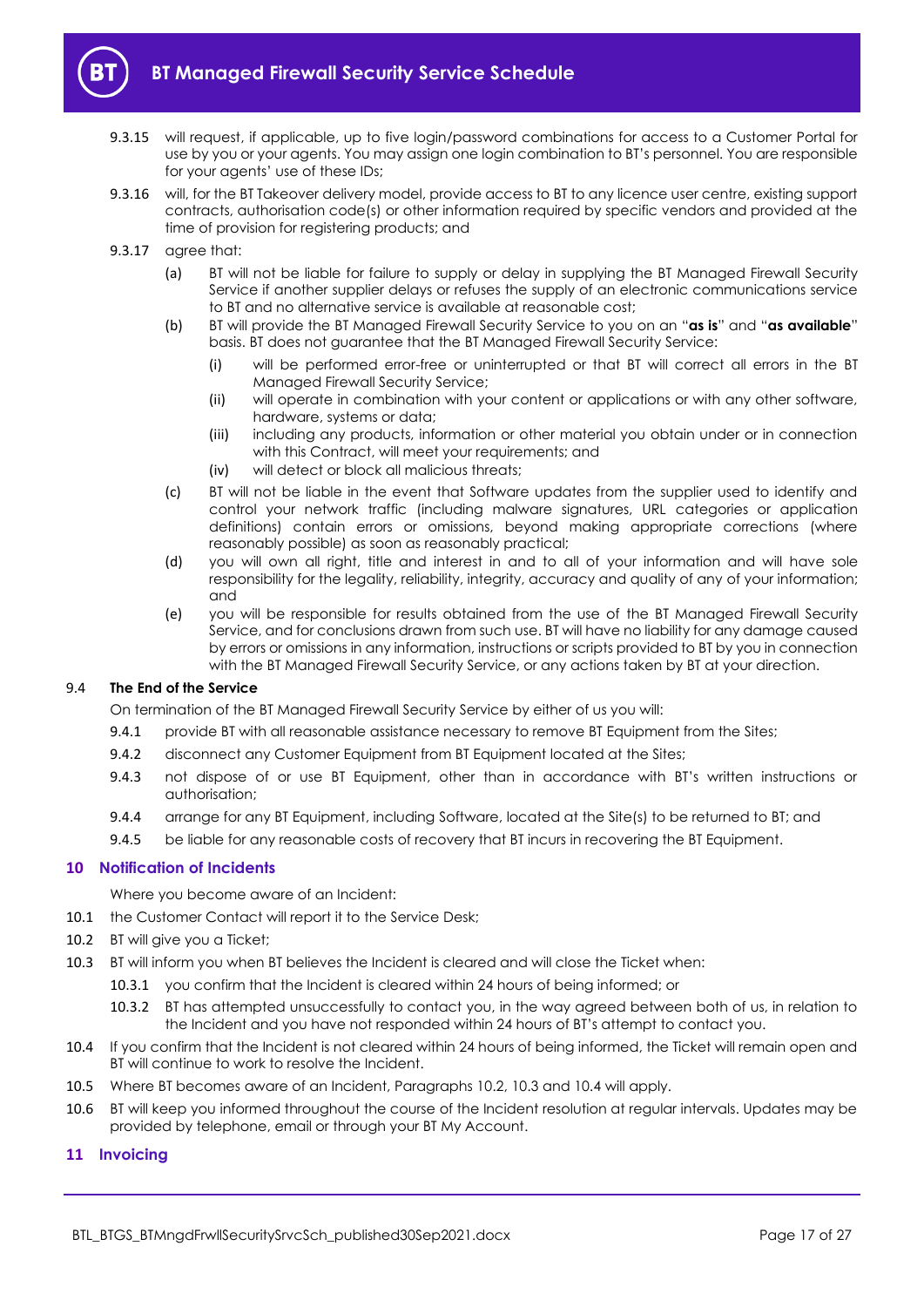9.3.15 will request, if applicable, up to five login/password combinations for access to a Customer Portal for use by you or your agents. You may assign one login combination to BT's personnel. You are responsible for your agents' use of these IDs;

9.3.16 will, for the BT Takeover delivery model, provide access to BT to any licence user centre, existing support contracts, authorisation code(s) or other information required by specific vendors and provided at the time of provision for registering products; and

9.3.17 agree that:

(a) BT will not be liable for failure to supply or delay in supplying the BT Managed Firewall Security Service if another supplier delays or refuses the supply of an electronic communications service to BT and no alternative service is available at reasonable cost;

(b) BT will provide the BT Managed Firewall Security Service to you on an "**as is**" and "**as available**" basis. BT does not guarantee that the BT Managed Firewall Security Service:

(i) will be performed error-free or uninterrupted or that BT will correct all errors in the BT Managed Firewall Security Service;

(ii) will operate in combination with your content or applications or with any other software, hardware, systems or data;

(iii) including any products, information or other material you obtain under or in connection with this Contract, will meet your requirements; and

(iv) will detect or block all malicious threats;

(c) BT will not be liable in the event that Software updates from the supplier used to identify and control your network traffic (including malware signatures, URL categories or application definitions) contain errors or omissions, beyond making appropriate corrections (where reasonably possible) as soon as reasonably practical;

(d) you will own all right, title and interest in and to all of your information and will have sole responsibility for the legality, reliability, integrity, accuracy and quality of any of your information; and

(e) you will be responsible for results obtained from the use of the BT Managed Firewall Security Service, and for conclusions drawn from such use. BT will have no liability for any damage caused by errors or omissions in any information, instructions or scripts provided to BT by you in connection with the BT Managed Firewall Security Service, or any actions taken by BT at your direction.

9.4 **The End of the Service**

On termination of the BT Managed Firewall Security Service by either of us you will:

9.4.1 provide BT with all reasonable assistance necessary to remove BT Equipment from the Sites;

9.4.2 disconnect any Customer Equipment from BT Equipment located at the Sites;

9.4.3 not dispose of or use BT Equipment, other than in accordance with BT's written instructions or authorisation;

9.4.4 arrange for any BT Equipment, including Software, located at the Site(s) to be returned to BT; and

9.4.5 be liable for any reasonable costs of recovery that BT incurs in recovering the BT Equipment.

## 10 Notification of Incidents

Where you become aware of an Incident:

10.1 the Customer Contact will report it to the Service Desk;

10.2 BT will give you a Ticket;

10.3 BT will inform you when BT believes the Incident is cleared and will close the Ticket when:

10.3.1 you confirm that the Incident is cleared within 24 hours of being informed; or

10.3.2 BT has attempted unsuccessfully to contact you, in the way agreed between both of us, in relation to the Incident and you have not responded within 24 hours of BT's attempt to contact you.

10.4 If you confirm that the Incident is not cleared within 24 hours of being informed, the Ticket will remain open and BT will continue to work to resolve the Incident.

10.5 Where BT becomes aware of an Incident, Paragraphs 10.2, 10.3 and 10.4 will apply.

10.6 BT will keep you informed throughout the course of the Incident resolution at regular intervals. Updates may be provided by telephone, email or through your BT My Account.

## 11 Invoicing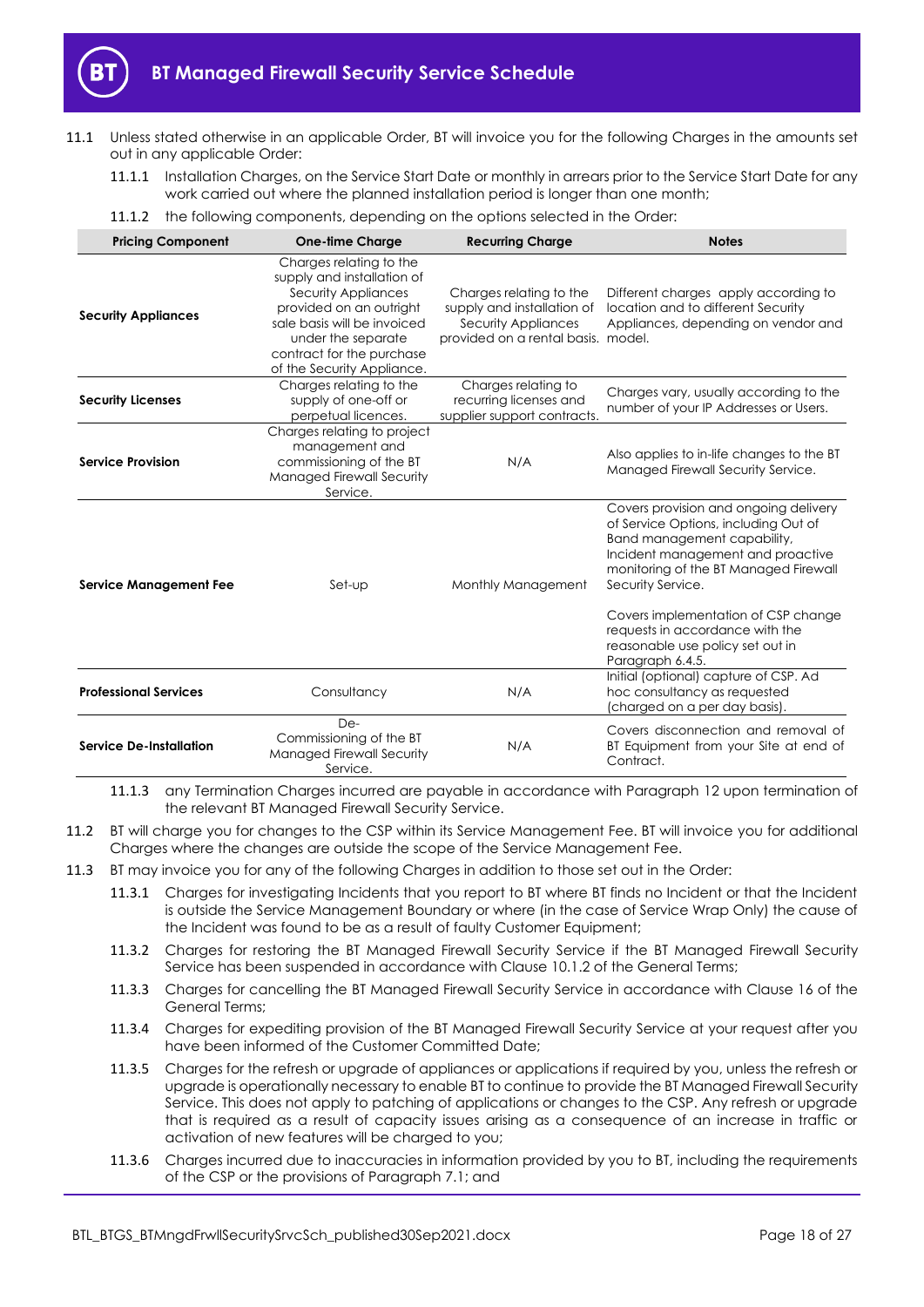11.1 Unless stated otherwise in an applicable Order, BT will invoice you for the following Charges in the amounts set out in any applicable Order:

11.1.1 Installation Charges, on the Service Start Date or monthly in arrears prior to the Service Start Date for any work carried out where the planned installation period is longer than one month;

11.1.2 the following components, depending on the options selected in the Order:

| Pricing Component | One-time Charge | Recurring Charge | Notes |
|---|---|---|---|
| **Security Appliances** | Charges relating to the supply and installation of Security Appliances provided on an outright sale basis will be invoiced under the separate contract for the purchase of the Security Appliance. | Charges relating to the supply and installation of Security Appliances provided on a rental basis. | Different charges apply according to location and to different Security Appliances, depending on vendor and model. |
| **Security Licenses** | Charges relating to the supply of one-off or perpetual licences. | Charges relating to recurring licenses and supplier support contracts. | Charges vary, usually according to the number of your IP Addresses or Users. |
| **Service Provision** | Charges relating to project management and commissioning of the BT Managed Firewall Security Service. | N/A | Also applies to in-life changes to the BT Managed Firewall Security Service. |
| **Service Management Fee** | Set-up | Monthly Management | Covers provision and ongoing delivery of Service Options, including Out of Band management capability, Incident management and proactive monitoring of the BT Managed Firewall Security Service.<br><br>Covers implementation of CSP change requests in accordance with the reasonable use policy set out in Paragraph 6.4.5. |
| **Professional Services** | Consultancy | N/A | Initial (optional) capture of CSP. Ad hoc consultancy as requested (charged on a per day basis). |
| **Service De-Installation** | De-Commissioning of the BT Managed Firewall Security Service. | N/A | Covers disconnection and removal of BT Equipment from your Site at end of Contract. |

11.1.3 any Termination Charges incurred are payable in accordance with Paragraph 12 upon termination of the relevant BT Managed Firewall Security Service.

11.2 BT will charge you for changes to the CSP within its Service Management Fee. BT will invoice you for additional Charges where the changes are outside the scope of the Service Management Fee.

11.3 BT may invoice you for any of the following Charges in addition to those set out in the Order:

11.3.1 Charges for investigating Incidents that you report to BT where BT finds no Incident or that the Incident is outside the Service Management Boundary or where (in the case of Service Wrap Only) the cause of the Incident was found to be as a result of faulty Customer Equipment;

11.3.2 Charges for restoring the BT Managed Firewall Security Service if the BT Managed Firewall Security Service has been suspended in accordance with Clause 10.1.2 of the General Terms;

11.3.3 Charges for cancelling the BT Managed Firewall Security Service in accordance with Clause 16 of the General Terms;

11.3.4 Charges for expediting provision of the BT Managed Firewall Security Service at your request after you have been informed of the Customer Committed Date;

11.3.5 Charges for the refresh or upgrade of appliances or applications if required by you, unless the refresh or upgrade is operationally necessary to enable BT to continue to provide the BT Managed Firewall Security Service. This does not apply to patching of applications or changes to the CSP. Any refresh or upgrade that is required as a result of capacity issues arising as a consequence of an increase in traffic or activation of new features will be charged to you;

11.3.6 Charges incurred due to inaccuracies in information provided by you to BT, including the requirements of the CSP or the provisions of Paragraph 7.1; and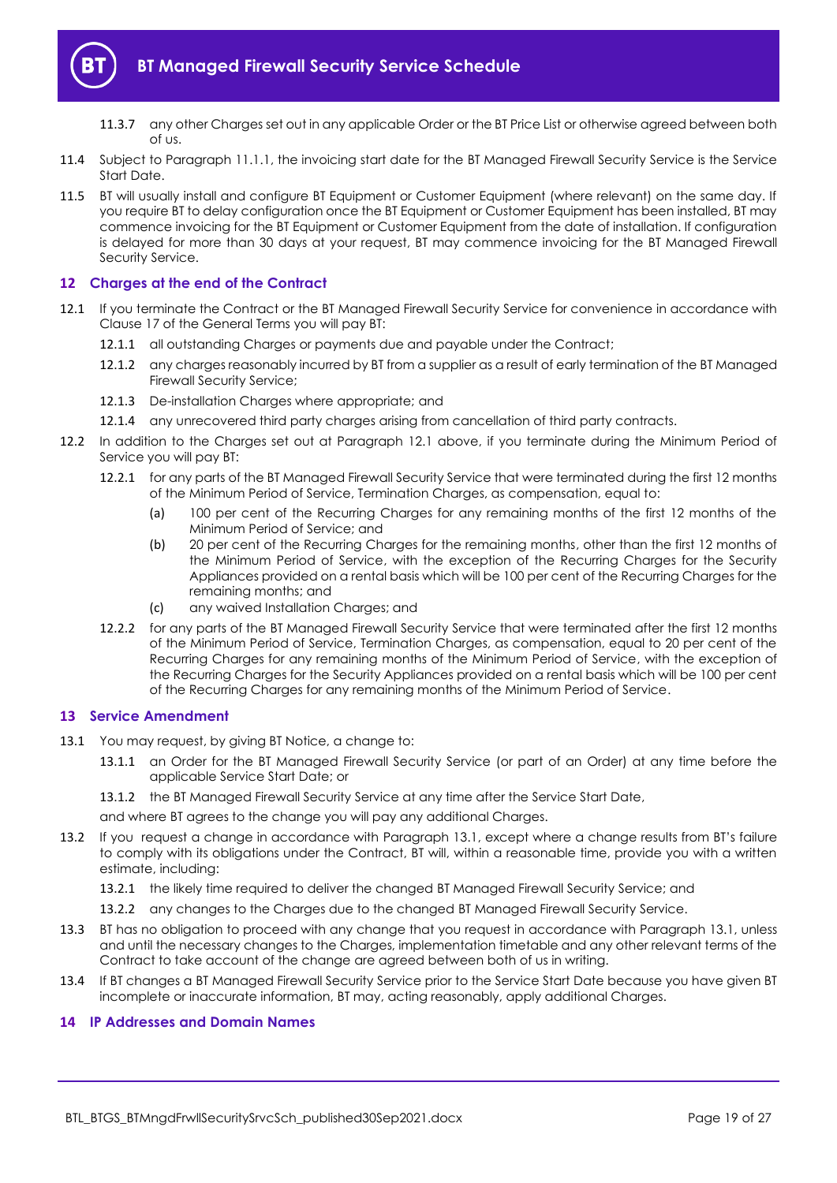11.3.7 any other Charges set out in any applicable Order or the BT Price List or otherwise agreed between both of us.

11.4 Subject to Paragraph 11.1.1, the invoicing start date for the BT Managed Firewall Security Service is the Service Start Date.

11.5 BT will usually install and configure BT Equipment or Customer Equipment (where relevant) on the same day. If you require BT to delay configuration once the BT Equipment or Customer Equipment has been installed, BT may commence invoicing for the BT Equipment or Customer Equipment from the date of installation. If configuration is delayed for more than 30 days at your request, BT may commence invoicing for the BT Managed Firewall Security Service.

## 12 Charges at the end of the Contract

12.1 If you terminate the Contract or the BT Managed Firewall Security Service for convenience in accordance with Clause 17 of the General Terms you will pay BT:

12.1.1 all outstanding Charges or payments due and payable under the Contract;

12.1.2 any charges reasonably incurred by BT from a supplier as a result of early termination of the BT Managed Firewall Security Service;

12.1.3 De-installation Charges where appropriate; and

12.1.4 any unrecovered third party charges arising from cancellation of third party contracts.

12.2 In addition to the Charges set out at Paragraph 12.1 above, if you terminate during the Minimum Period of Service you will pay BT:

12.2.1 for any parts of the BT Managed Firewall Security Service that were terminated during the first 12 months of the Minimum Period of Service, Termination Charges, as compensation, equal to:

(a) 100 per cent of the Recurring Charges for any remaining months of the first 12 months of the Minimum Period of Service; and

(b) 20 per cent of the Recurring Charges for the remaining months, other than the first 12 months of the Minimum Period of Service, with the exception of the Recurring Charges for the Security Appliances provided on a rental basis which will be 100 per cent of the Recurring Charges for the remaining months; and

(c) any waived Installation Charges; and

12.2.2 for any parts of the BT Managed Firewall Security Service that were terminated after the first 12 months of the Minimum Period of Service, Termination Charges, as compensation, equal to 20 per cent of the Recurring Charges for any remaining months of the Minimum Period of Service, with the exception of the Recurring Charges for the Security Appliances provided on a rental basis which will be 100 per cent of the Recurring Charges for any remaining months of the Minimum Period of Service.

## 13 Service Amendment

13.1 You may request, by giving BT Notice, a change to:

13.1.1 an Order for the BT Managed Firewall Security Service (or part of an Order) at any time before the applicable Service Start Date; or

13.1.2 the BT Managed Firewall Security Service at any time after the Service Start Date,

and where BT agrees to the change you will pay any additional Charges.

13.2 If you request a change in accordance with Paragraph 13.1, except where a change results from BT's failure to comply with its obligations under the Contract, BT will, within a reasonable time, provide you with a written estimate, including:

13.2.1 the likely time required to deliver the changed BT Managed Firewall Security Service; and

13.2.2 any changes to the Charges due to the changed BT Managed Firewall Security Service.

13.3 BT has no obligation to proceed with any change that you request in accordance with Paragraph 13.1, unless and until the necessary changes to the Charges, implementation timetable and any other relevant terms of the Contract to take account of the change are agreed between both of us in writing.

13.4 If BT changes a BT Managed Firewall Security Service prior to the Service Start Date because you have given BT incomplete or inaccurate information, BT may, acting reasonably, apply additional Charges.

## 14 IP Addresses and Domain Names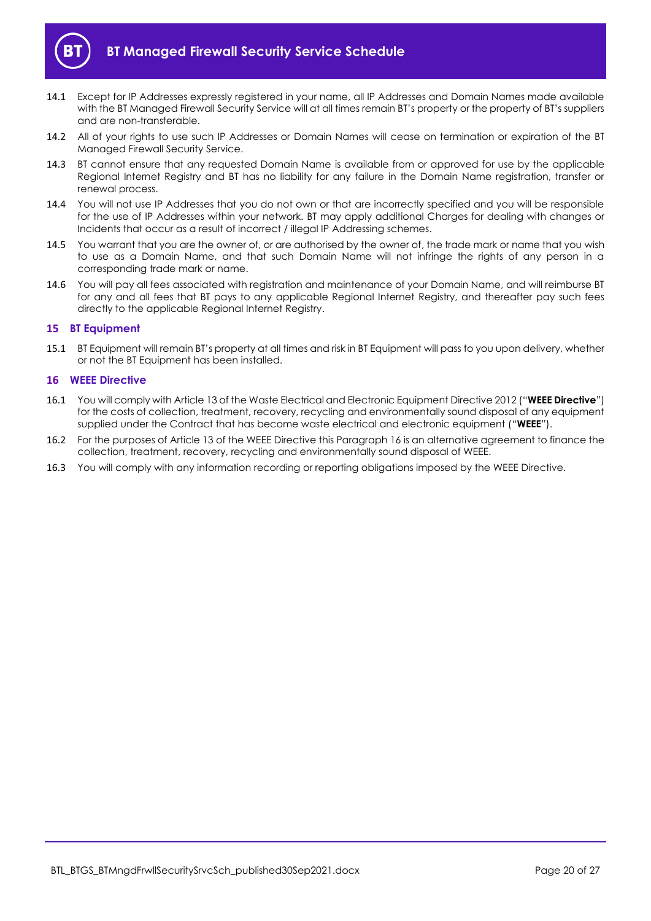14.1 Except for IP Addresses expressly registered in your name, all IP Addresses and Domain Names made available with the BT Managed Firewall Security Service will at all times remain BT's property or the property of BT's suppliers and are non-transferable.

14.2 All of your rights to use such IP Addresses or Domain Names will cease on termination or expiration of the BT Managed Firewall Security Service.

14.3 BT cannot ensure that any requested Domain Name is available from or approved for use by the applicable Regional Internet Registry and BT has no liability for any failure in the Domain Name registration, transfer or renewal process.

14.4 You will not use IP Addresses that you do not own or that are incorrectly specified and you will be responsible for the use of IP Addresses within your network. BT may apply additional Charges for dealing with changes or Incidents that occur as a result of incorrect / illegal IP Addressing schemes.

14.5 You warrant that you are the owner of, or are authorised by the owner of, the trade mark or name that you wish to use as a Domain Name, and that such Domain Name will not infringe the rights of any person in a corresponding trade mark or name.

14.6 You will pay all fees associated with registration and maintenance of your Domain Name, and will reimburse BT for any and all fees that BT pays to any applicable Regional Internet Registry, and thereafter pay such fees directly to the applicable Regional Internet Registry.

## 15 BT Equipment

15.1 BT Equipment will remain BT's property at all times and risk in BT Equipment will pass to you upon delivery, whether or not the BT Equipment has been installed.

## 16 WEEE Directive

16.1 You will comply with Article 13 of the Waste Electrical and Electronic Equipment Directive 2012 ("**WEEE Directive**") for the costs of collection, treatment, recovery, recycling and environmentally sound disposal of any equipment supplied under the Contract that has become waste electrical and electronic equipment ("**WEEE**").

16.2 For the purposes of Article 13 of the WEEE Directive this Paragraph 16 is an alternative agreement to finance the collection, treatment, recovery, recycling and environmentally sound disposal of WEEE.

16.3 You will comply with any information recording or reporting obligations imposed by the WEEE Directive.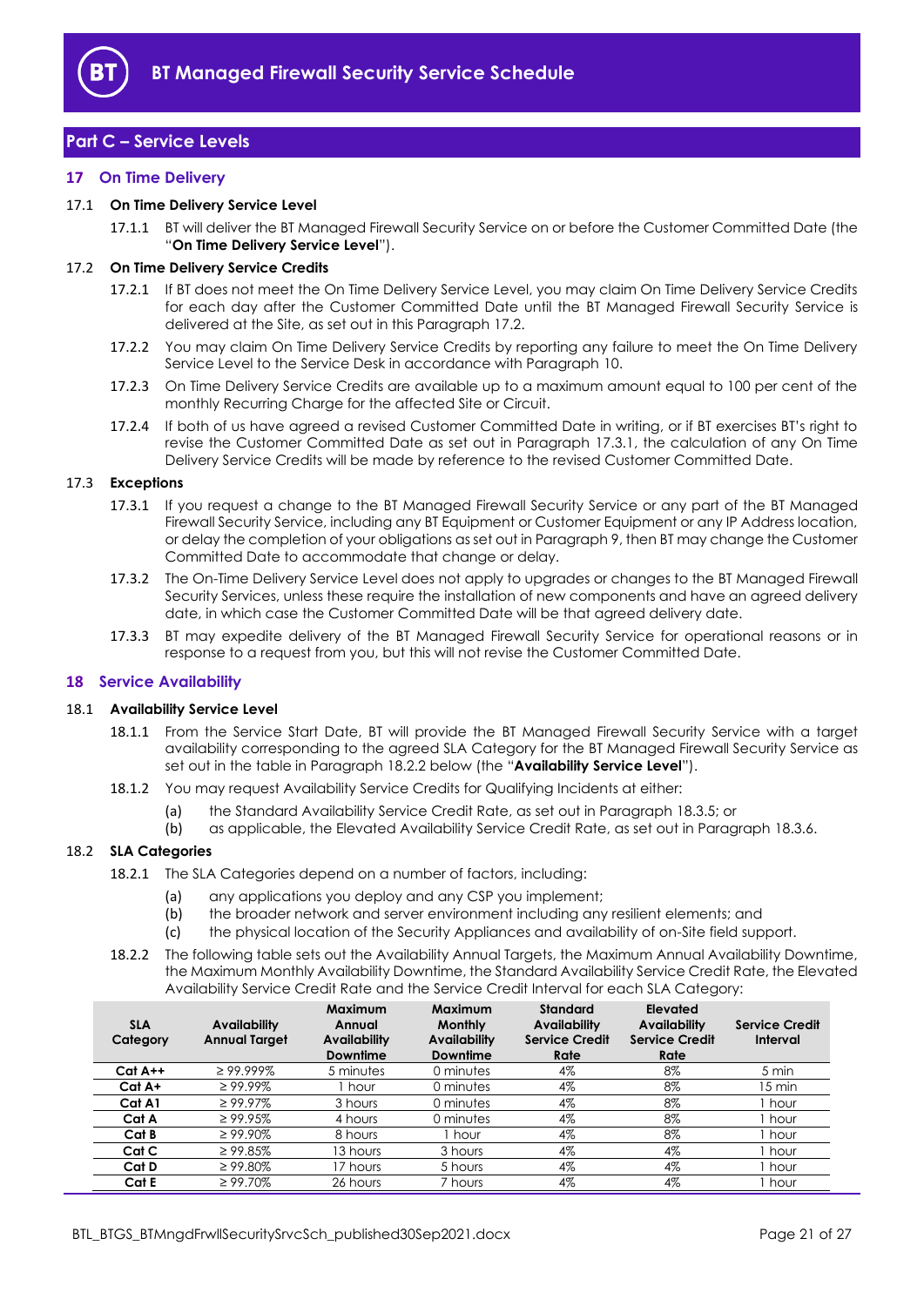## Part C – Service Levels

### 17 On Time Delivery

**17.1 On Time Delivery Service Level**

17.1.1 BT will deliver the BT Managed Firewall Security Service on or before the Customer Committed Date (the "**On Time Delivery Service Level**").

**17.2 On Time Delivery Service Credits**

17.2.1 If BT does not meet the On Time Delivery Service Level, you may claim On Time Delivery Service Credits for each day after the Customer Committed Date until the BT Managed Firewall Security Service is delivered at the Site, as set out in this Paragraph 17.2.

17.2.2 You may claim On Time Delivery Service Credits by reporting any failure to meet the On Time Delivery Service Level to the Service Desk in accordance with Paragraph 10.

17.2.3 On Time Delivery Service Credits are available up to a maximum amount equal to 100 per cent of the monthly Recurring Charge for the affected Site or Circuit.

17.2.4 If both of us have agreed a revised Customer Committed Date in writing, or if BT exercises BT's right to revise the Customer Committed Date as set out in Paragraph 17.3.1, the calculation of any On Time Delivery Service Credits will be made by reference to the revised Customer Committed Date.

**17.3 Exceptions**

17.3.1 If you request a change to the BT Managed Firewall Security Service or any part of the BT Managed Firewall Security Service, including any BT Equipment or Customer Equipment or any IP Address location, or delay the completion of your obligations as set out in Paragraph 9, then BT may change the Customer Committed Date to accommodate that change or delay.

17.3.2 The On-Time Delivery Service Level does not apply to upgrades or changes to the BT Managed Firewall Security Services, unless these require the installation of new components and have an agreed delivery date, in which case the Customer Committed Date will be that agreed delivery date.

17.3.3 BT may expedite delivery of the BT Managed Firewall Security Service for operational reasons or in response to a request from you, but this will not revise the Customer Committed Date.

### 18 Service Availability

**18.1 Availability Service Level**

18.1.1 From the Service Start Date, BT will provide the BT Managed Firewall Security Service with a target availability corresponding to the agreed SLA Category for the BT Managed Firewall Security Service as set out in the table in Paragraph 18.2.2 below (the "**Availability Service Level**").

18.1.2 You may request Availability Service Credits for Qualifying Incidents at either:

(a) the Standard Availability Service Credit Rate, as set out in Paragraph 18.3.5; or

(b) as applicable, the Elevated Availability Service Credit Rate, as set out in Paragraph 18.3.6.

**18.2 SLA Categories**

18.2.1 The SLA Categories depend on a number of factors, including:

(a) any applications you deploy and any CSP you implement;

(b) the broader network and server environment including any resilient elements; and

(c) the physical location of the Security Appliances and availability of on-Site field support.

18.2.2 The following table sets out the Availability Annual Targets, the Maximum Annual Availability Downtime, the Maximum Monthly Availability Downtime, the Standard Availability Service Credit Rate, the Elevated Availability Service Credit Rate and the Service Credit Interval for each SLA Category:

| SLA Category | Availability Annual Target | Maximum Annual Availability Downtime | Maximum Monthly Availability Downtime | Standard Availability Service Credit Rate | Elevated Availability Service Credit Rate | Service Credit Interval |
|---|---|---|---|---|---|---|
| **Cat A++** | ≥ 99.999% | 5 minutes | 0 minutes | 4% | 8% | 5 min |
| **Cat A+** | ≥ 99.99% | 1 hour | 0 minutes | 4% | 8% | 15 min |
| **Cat A1** | ≥ 99.97% | 3 hours | 0 minutes | 4% | 8% | 1 hour |
| **Cat A** | ≥ 99.95% | 4 hours | 0 minutes | 4% | 8% | 1 hour |
| **Cat B** | ≥ 99.90% | 8 hours | 1 hour | 4% | 8% | 1 hour |
| **Cat C** | ≥ 99.85% | 13 hours | 3 hours | 4% | 4% | 1 hour |
| **Cat D** | ≥ 99.80% | 17 hours | 5 hours | 4% | 4% | 1 hour |
| **Cat E** | ≥ 99.70% | 26 hours | 7 hours | 4% | 4% | 1 hour |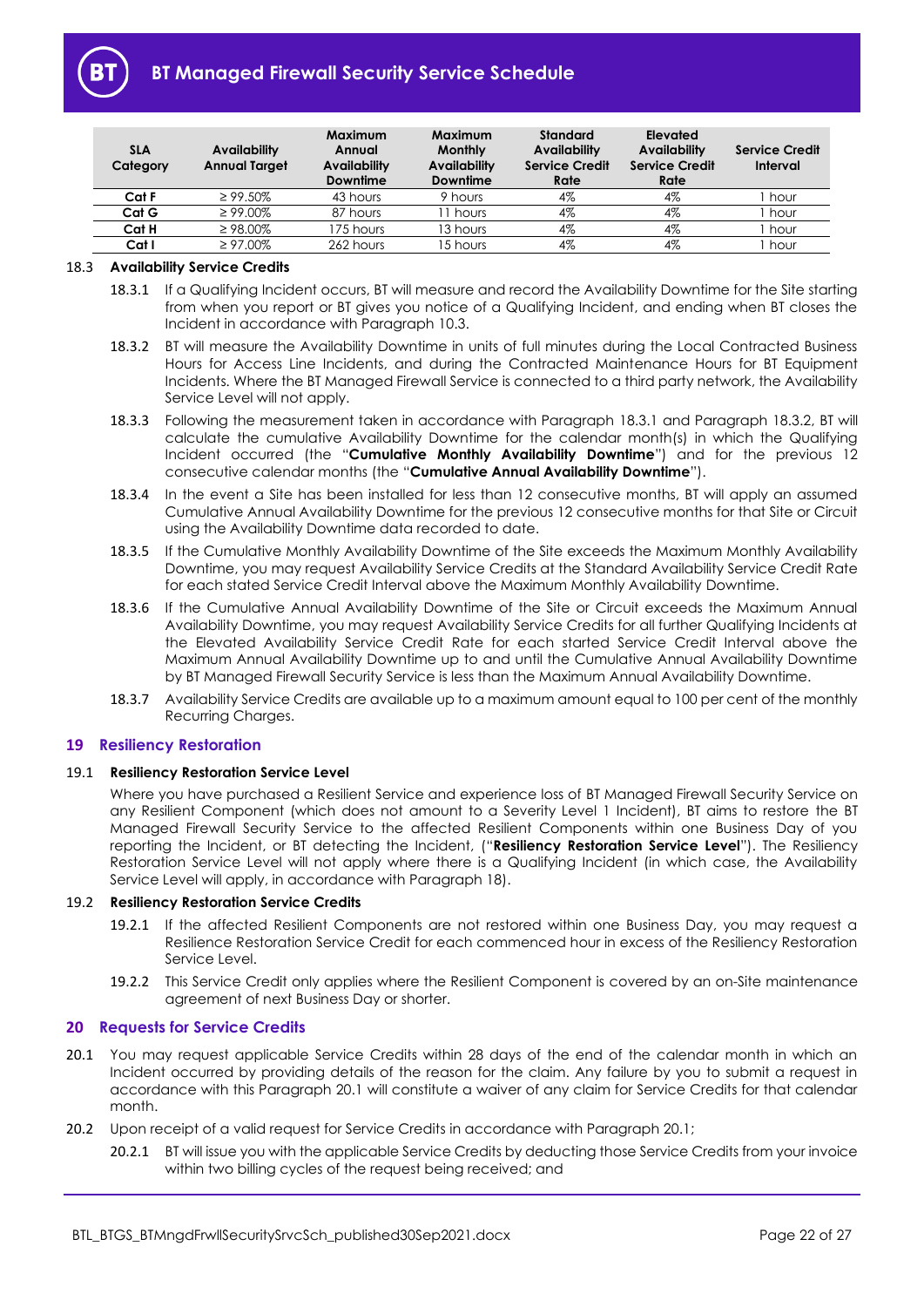| SLA Category | Availability Annual Target | Maximum Annual Availability Downtime | Maximum Monthly Availability Downtime | Standard Availability Service Credit Rate | Elevated Availability Service Credit Rate | Service Credit Interval |
|---|---|---|---|---|---|---|
| Cat F | ≥ 99.50% | 43 hours | 9 hours | 4% | 4% | 1 hour |
| Cat G | ≥ 99.00% | 87 hours | 11 hours | 4% | 4% | 1 hour |
| Cat H | ≥ 98.00% | 175 hours | 13 hours | 4% | 4% | 1 hour |
| Cat I | ≥ 97.00% | 262 hours | 15 hours | 4% | 4% | 1 hour |

18.3 **Availability Service Credits**

18.3.1 If a Qualifying Incident occurs, BT will measure and record the Availability Downtime for the Site starting from when you report or BT gives you notice of a Qualifying Incident, and ending when BT closes the Incident in accordance with Paragraph 10.3.

18.3.2 BT will measure the Availability Downtime in units of full minutes during the Local Contracted Business Hours for Access Line Incidents, and during the Contracted Maintenance Hours for BT Equipment Incidents. Where the BT Managed Firewall Service is connected to a third party network, the Availability Service Level will not apply.

18.3.3 Following the measurement taken in accordance with Paragraph 18.3.1 and Paragraph 18.3.2, BT will calculate the cumulative Availability Downtime for the calendar month(s) in which the Qualifying Incident occurred (the "**Cumulative Monthly Availability Downtime**") and for the previous 12 consecutive calendar months (the "**Cumulative Annual Availability Downtime**").

18.3.4 In the event a Site has been installed for less than 12 consecutive months, BT will apply an assumed Cumulative Annual Availability Downtime for the previous 12 consecutive months for that Site or Circuit using the Availability Downtime data recorded to date.

18.3.5 If the Cumulative Monthly Availability Downtime of the Site exceeds the Maximum Monthly Availability Downtime, you may request Availability Service Credits at the Standard Availability Service Credit Rate for each stated Service Credit Interval above the Maximum Monthly Availability Downtime.

18.3.6 If the Cumulative Annual Availability Downtime of the Site or Circuit exceeds the Maximum Annual Availability Downtime, you may request Availability Service Credits for all further Qualifying Incidents at the Elevated Availability Service Credit Rate for each started Service Credit Interval above the Maximum Annual Availability Downtime up to and until the Cumulative Annual Availability Downtime by BT Managed Firewall Security Service is less than the Maximum Annual Availability Downtime.

18.3.7 Availability Service Credits are available up to a maximum amount equal to 100 per cent of the monthly Recurring Charges.

## 19 Resiliency Restoration

19.1 **Resiliency Restoration Service Level**

Where you have purchased a Resilient Service and experience loss of BT Managed Firewall Security Service on any Resilient Component (which does not amount to a Severity Level 1 Incident), BT aims to restore the BT Managed Firewall Security Service to the affected Resilient Components within one Business Day of you reporting the Incident, or BT detecting the Incident, ("**Resiliency Restoration Service Level**"). The Resiliency Restoration Service Level will not apply where there is a Qualifying Incident (in which case, the Availability Service Level will apply, in accordance with Paragraph 18).

19.2 **Resiliency Restoration Service Credits**

19.2.1 If the affected Resilient Components are not restored within one Business Day, you may request a Resilience Restoration Service Credit for each commenced hour in excess of the Resiliency Restoration Service Level.

19.2.2 This Service Credit only applies where the Resilient Component is covered by an on-Site maintenance agreement of next Business Day or shorter.

## 20 Requests for Service Credits

20.1 You may request applicable Service Credits within 28 days of the end of the calendar month in which an Incident occurred by providing details of the reason for the claim. Any failure by you to submit a request in accordance with this Paragraph 20.1 will constitute a waiver of any claim for Service Credits for that calendar month.

20.2 Upon receipt of a valid request for Service Credits in accordance with Paragraph 20.1;

20.2.1 BT will issue you with the applicable Service Credits by deducting those Service Credits from your invoice within two billing cycles of the request being received; and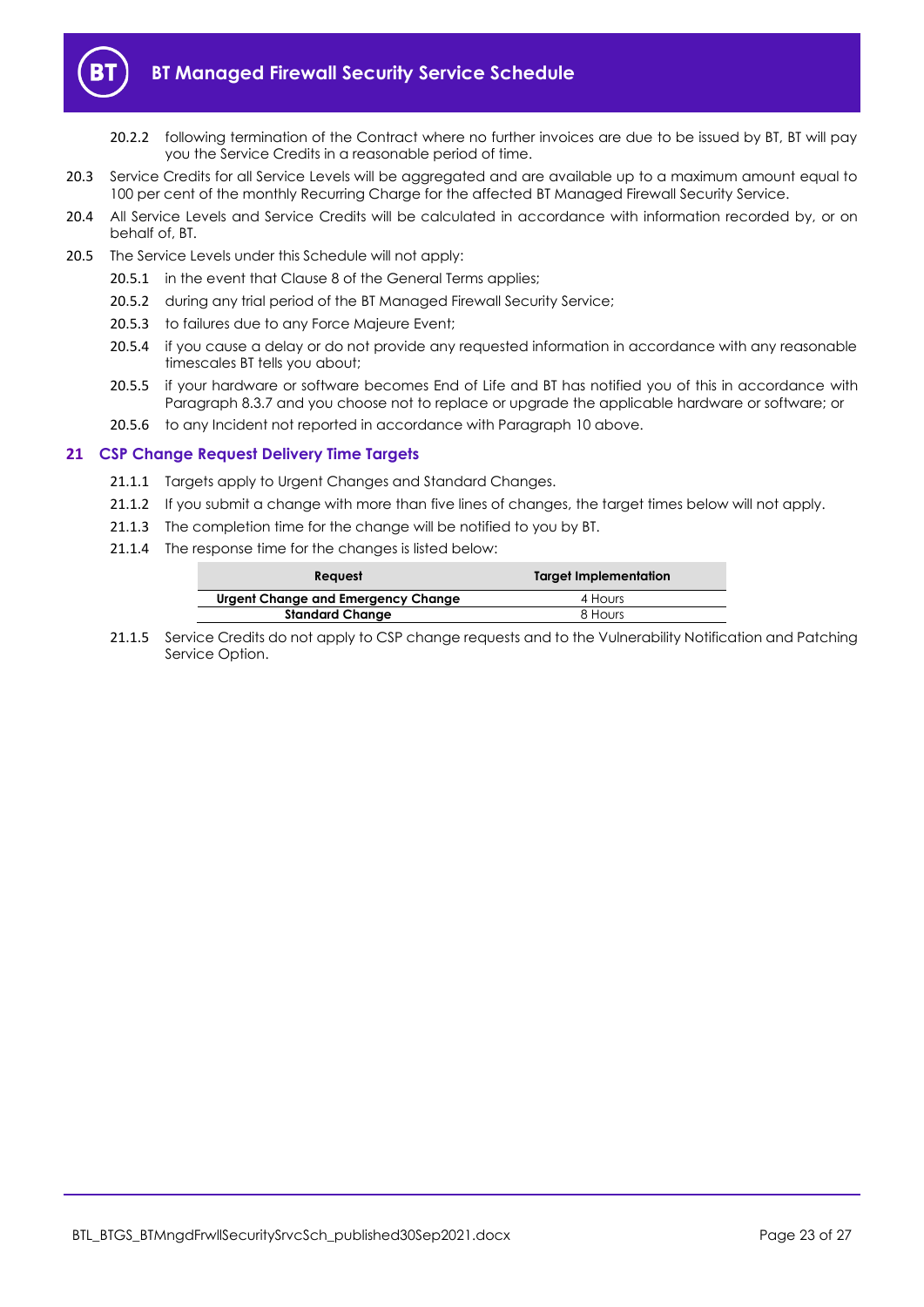20.2.2 following termination of the Contract where no further invoices are due to be issued by BT, BT will pay you the Service Credits in a reasonable period of time.

20.3 Service Credits for all Service Levels will be aggregated and are available up to a maximum amount equal to 100 per cent of the monthly Recurring Charge for the affected BT Managed Firewall Security Service.

20.4 All Service Levels and Service Credits will be calculated in accordance with information recorded by, or on behalf of, BT.

20.5 The Service Levels under this Schedule will not apply:

20.5.1 in the event that Clause 8 of the General Terms applies;

20.5.2 during any trial period of the BT Managed Firewall Security Service;

20.5.3 to failures due to any Force Majeure Event;

20.5.4 if you cause a delay or do not provide any requested information in accordance with any reasonable timescales BT tells you about;

20.5.5 if your hardware or software becomes End of Life and BT has notified you of this in accordance with Paragraph 8.3.7 and you choose not to replace or upgrade the applicable hardware or software; or

20.5.6 to any Incident not reported in accordance with Paragraph 10 above.

## 21 CSP Change Request Delivery Time Targets

21.1.1 Targets apply to Urgent Changes and Standard Changes.

21.1.2 If you submit a change with more than five lines of changes, the target times below will not apply.

21.1.3 The completion time for the change will be notified to you by BT.

21.1.4 The response time for the changes is listed below:

| Request | Target Implementation |
|---|---|
| **Urgent Change and Emergency Change** | 4 Hours |
| **Standard Change** | 8 Hours |

21.1.5 Service Credits do not apply to CSP change requests and to the Vulnerability Notification and Patching Service Option.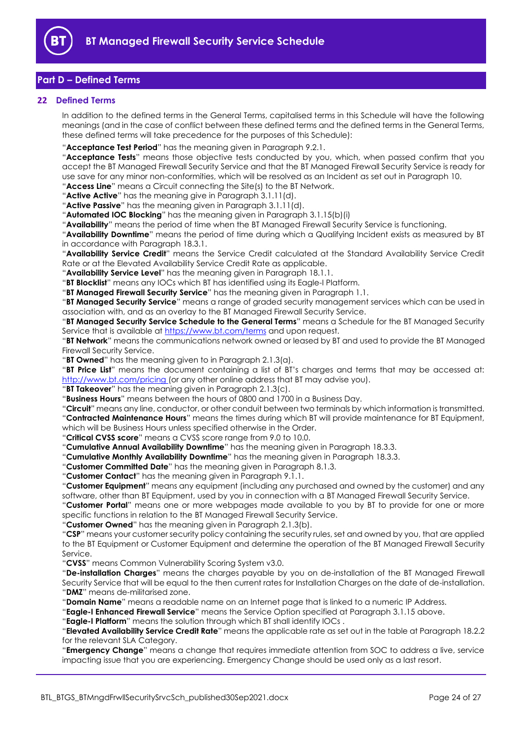## Part D – Defined Terms

### 22 Defined Terms

In addition to the defined terms in the General Terms, capitalised terms in this Schedule will have the following meanings (and in the case of conflict between these defined terms and the defined terms in the General Terms, these defined terms will take precedence for the purposes of this Schedule):

"**Acceptance Test Period**" has the meaning given in Paragraph 9.2.1.

"**Acceptance Tests**" means those objective tests conducted by you, which, when passed confirm that you accept the BT Managed Firewall Security Service and that the BT Managed Firewall Security Service is ready for use save for any minor non-conformities, which will be resolved as an Incident as set out in Paragraph 10.

"**Access Line**" means a Circuit connecting the Site(s) to the BT Network.

"**Active Active**" has the meaning give in Paragraph 3.1.11(d).

"**Active Passive**" has the meaning given in Paragraph 3.1.11(d).

"**Automated IOC Blocking**" has the meaning given in Paragraph 3.1.15(b)(i)

"**Availability**" means the period of time when the BT Managed Firewall Security Service is functioning.

"**Availability Downtime**" means the period of time during which a Qualifying Incident exists as measured by BT in accordance with Paragraph 18.3.1.

"**Availability Service Credit**" means the Service Credit calculated at the Standard Availability Service Credit Rate or at the Elevated Availability Service Credit Rate as applicable.

"**Availability Service Level**" has the meaning given in Paragraph 18.1.1.

"**BT Blocklist**" means any IOCs which BT has identified using its Eagle-I Platform.

"**BT Managed Firewall Security Service**" has the meaning given in Paragraph 1.1.

"**BT Managed Security Service**" means a range of graded security management services which can be used in association with, and as an overlay to the BT Managed Firewall Security Service.

"**BT Managed Security Service Schedule to the General Terms**" means a Schedule for the BT Managed Security Service that is available at https://www.bt.com/terms and upon request.

"**BT Network**" means the communications network owned or leased by BT and used to provide the BT Managed Firewall Security Service.

"**BT Owned**" has the meaning given to in Paragraph 2.1.3(a).

"**BT Price List**" means the document containing a list of BT's charges and terms that may be accessed at: http://www.bt.com/pricing (or any other online address that BT may advise you).

"**BT Takeover**" has the meaning given in Paragraph 2.1.3(c).

"**Business Hours**" means between the hours of 0800 and 1700 in a Business Day.

"**Circuit**" means any line, conductor, or other conduit between two terminals by which information is transmitted.

"**Contracted Maintenance Hours**" means the times during which BT will provide maintenance for BT Equipment, which will be Business Hours unless specified otherwise in the Order.

"**Critical CVSS score**" means a CVSS score range from 9.0 to 10.0.

"**Cumulative Annual Availability Downtime**" has the meaning given in Paragraph 18.3.3.

"**Cumulative Monthly Availability Downtime**" has the meaning given in Paragraph 18.3.3.

"**Customer Committed Date**" has the meaning given in Paragraph 8.1.3.

"**Customer Contact**" has the meaning given in Paragraph 9.1.1.

"**Customer Equipment**" means any equipment (including any purchased and owned by the customer) and any software, other than BT Equipment, used by you in connection with a BT Managed Firewall Security Service.

"**Customer Portal**" means one or more webpages made available to you by BT to provide for one or more specific functions in relation to the BT Managed Firewall Security Service.

"**Customer Owned**" has the meaning given in Paragraph 2.1.3(b).

"**CSP**" means your customer security policy containing the security rules, set and owned by you, that are applied to the BT Equipment or Customer Equipment and determine the operation of the BT Managed Firewall Security Service.

"**CVSS**" means Common Vulnerability Scoring System v3.0.

"**De-installation Charges**" means the charges payable by you on de-installation of the BT Managed Firewall Security Service that will be equal to the then current rates for Installation Charges on the date of de-installation.

"**DMZ**" means de-militarised zone.

"**Domain Name**" means a readable name on an Internet page that is linked to a numeric IP Address.

"**Eagle-I Enhanced Firewall Service**" means the Service Option specified at Paragraph 3.1.15 above.

"**Eagle-I Platform**" means the solution through which BT shall identify IOCs .

"**Elevated Availability Service Credit Rate**" means the applicable rate as set out in the table at Paragraph 18.2.2 for the relevant SLA Category.

"**Emergency Change**" means a change that requires immediate attention from SOC to address a live, service impacting issue that you are experiencing. Emergency Change should be used only as a last resort.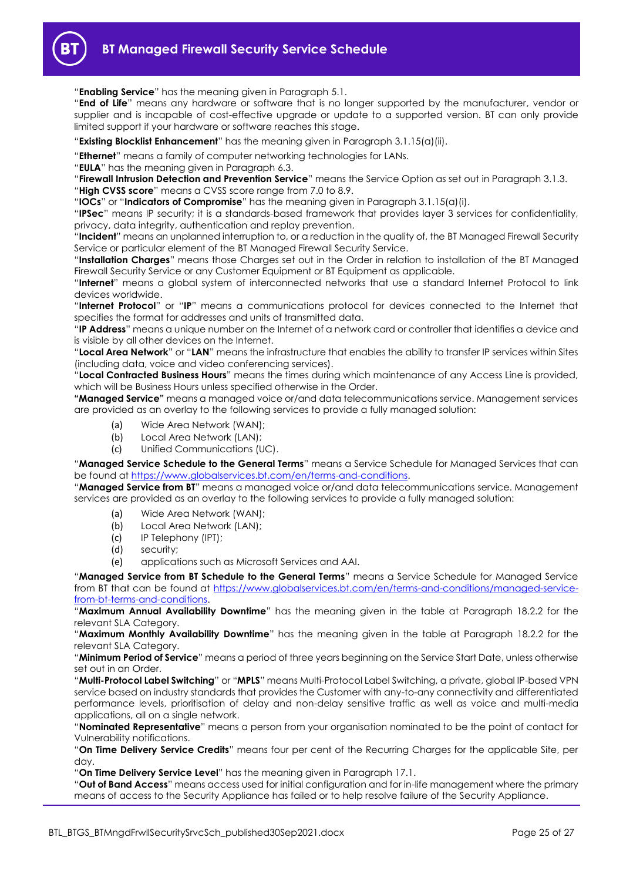"**Enabling Service**" has the meaning given in Paragraph 5.1.

"**End of Life**" means any hardware or software that is no longer supported by the manufacturer, vendor or supplier and is incapable of cost-effective upgrade or update to a supported version. BT can only provide limited support if your hardware or software reaches this stage.

"**Existing Blocklist Enhancement**" has the meaning given in Paragraph 3.1.15(a)(ii).

"**Ethernet**" means a family of computer networking technologies for LANs.

"**EULA**" has the meaning given in Paragraph 6.3.

"**Firewall Intrusion Detection and Prevention Service**" means the Service Option as set out in Paragraph 3.1.3.

"**High CVSS score**" means a CVSS score range from 7.0 to 8.9.

"**IOCs**" or "**Indicators of Compromise**" has the meaning given in Paragraph 3.1.15(a)(i).

"**IPSec**" means IP security; it is a standards-based framework that provides layer 3 services for confidentiality, privacy, data integrity, authentication and replay prevention.

"**Incident**" means an unplanned interruption to, or a reduction in the quality of, the BT Managed Firewall Security Service or particular element of the BT Managed Firewall Security Service.

"**Installation Charges**" means those Charges set out in the Order in relation to installation of the BT Managed Firewall Security Service or any Customer Equipment or BT Equipment as applicable.

"**Internet**" means a global system of interconnected networks that use a standard Internet Protocol to link devices worldwide.

"**Internet Protocol**" or "**IP**" means a communications protocol for devices connected to the Internet that specifies the format for addresses and units of transmitted data.

"**IP Address**" means a unique number on the Internet of a network card or controller that identifies a device and is visible by all other devices on the Internet.

"**Local Area Network**" or "**LAN**" means the infrastructure that enables the ability to transfer IP services within Sites (including data, voice and video conferencing services).

"**Local Contracted Business Hours**" means the times during which maintenance of any Access Line is provided, which will be Business Hours unless specified otherwise in the Order.

**"Managed Service"** means a managed voice or/and data telecommunications service. Management services are provided as an overlay to the following services to provide a fully managed solution:

(a) Wide Area Network (WAN);
(b) Local Area Network (LAN);
(c) Unified Communications (UC).

"**Managed Service Schedule to the General Terms**" means a Service Schedule for Managed Services that can be found at https://www.globalservices.bt.com/en/terms-and-conditions.

"**Managed Service from BT**" means a managed voice or/and data telecommunications service. Management services are provided as an overlay to the following services to provide a fully managed solution:

(a) Wide Area Network (WAN);
(b) Local Area Network (LAN);
(c) IP Telephony (IPT);
(d) security;
(e) applications such as Microsoft Services and AAI.

"**Managed Service from BT Schedule to the General Terms**" means a Service Schedule for Managed Service from BT that can be found at https://www.globalservices.bt.com/en/terms-and-conditions/managed-service-from-bt-terms-and-conditions.

"**Maximum Annual Availability Downtime**" has the meaning given in the table at Paragraph 18.2.2 for the relevant SLA Category.

"**Maximum Monthly Availability Downtime**" has the meaning given in the table at Paragraph 18.2.2 for the relevant SLA Category.

"**Minimum Period of Service**" means a period of three years beginning on the Service Start Date, unless otherwise set out in an Order.

"**Multi-Protocol Label Switching**" or "**MPLS**" means Multi-Protocol Label Switching, a private, global IP-based VPN service based on industry standards that provides the Customer with any-to-any connectivity and differentiated performance levels, prioritisation of delay and non-delay sensitive traffic as well as voice and multi-media applications, all on a single network.

"**Nominated Representative**" means a person from your organisation nominated to be the point of contact for Vulnerability notifications.

"**On Time Delivery Service Credits**" means four per cent of the Recurring Charges for the applicable Site, per day.

"**On Time Delivery Service Level**" has the meaning given in Paragraph 17.1.

"**Out of Band Access**" means access used for initial configuration and for in-life management where the primary means of access to the Security Appliance has failed or to help resolve failure of the Security Appliance.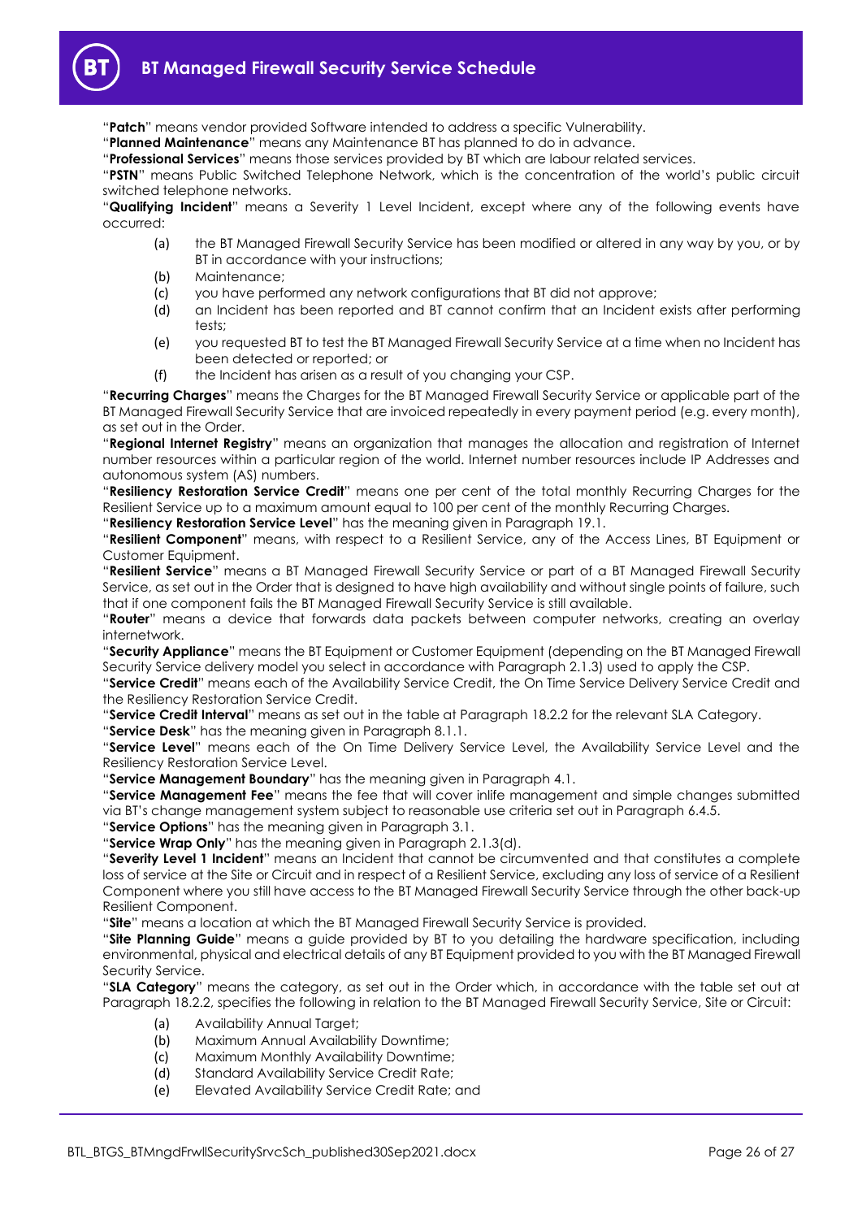"**Patch**" means vendor provided Software intended to address a specific Vulnerability.

"**Planned Maintenance**" means any Maintenance BT has planned to do in advance.

"**Professional Services**" means those services provided by BT which are labour related services.

"**PSTN**" means Public Switched Telephone Network, which is the concentration of the world's public circuit switched telephone networks.

"**Qualifying Incident**" means a Severity 1 Level Incident, except where any of the following events have occurred:

(a) the BT Managed Firewall Security Service has been modified or altered in any way by you, or by BT in accordance with your instructions;

(b) Maintenance;

(c) you have performed any network configurations that BT did not approve;

(d) an Incident has been reported and BT cannot confirm that an Incident exists after performing tests;

(e) you requested BT to test the BT Managed Firewall Security Service at a time when no Incident has been detected or reported; or

(f) the Incident has arisen as a result of you changing your CSP.

"**Recurring Charges**" means the Charges for the BT Managed Firewall Security Service or applicable part of the BT Managed Firewall Security Service that are invoiced repeatedly in every payment period (e.g. every month), as set out in the Order.

"**Regional Internet Registry**" means an organization that manages the allocation and registration of Internet number resources within a particular region of the world. Internet number resources include IP Addresses and autonomous system (AS) numbers.

"**Resiliency Restoration Service Credit**" means one per cent of the total monthly Recurring Charges for the Resilient Service up to a maximum amount equal to 100 per cent of the monthly Recurring Charges.

"**Resiliency Restoration Service Level**" has the meaning given in Paragraph 19.1.

"**Resilient Component**" means, with respect to a Resilient Service, any of the Access Lines, BT Equipment or Customer Equipment.

"**Resilient Service**" means a BT Managed Firewall Security Service or part of a BT Managed Firewall Security Service, as set out in the Order that is designed to have high availability and without single points of failure, such that if one component fails the BT Managed Firewall Security Service is still available.

"**Router**" means a device that forwards data packets between computer networks, creating an overlay internetwork.

"**Security Appliance**" means the BT Equipment or Customer Equipment (depending on the BT Managed Firewall Security Service delivery model you select in accordance with Paragraph 2.1.3) used to apply the CSP.

"**Service Credit**" means each of the Availability Service Credit, the On Time Service Delivery Service Credit and the Resiliency Restoration Service Credit.

"**Service Credit Interval**" means as set out in the table at Paragraph 18.2.2 for the relevant SLA Category.

"**Service Desk**" has the meaning given in Paragraph 8.1.1.

"**Service Level**" means each of the On Time Delivery Service Level, the Availability Service Level and the Resiliency Restoration Service Level.

"**Service Management Boundary**" has the meaning given in Paragraph 4.1.

"**Service Management Fee**" means the fee that will cover inlife management and simple changes submitted via BT's change management system subject to reasonable use criteria set out in Paragraph 6.4.5.

"**Service Options**" has the meaning given in Paragraph 3.1.

"**Service Wrap Only**" has the meaning given in Paragraph 2.1.3(d).

"**Severity Level 1 Incident**" means an Incident that cannot be circumvented and that constitutes a complete loss of service at the Site or Circuit and in respect of a Resilient Service, excluding any loss of service of a Resilient Component where you still have access to the BT Managed Firewall Security Service through the other back-up Resilient Component.

"**Site**" means a location at which the BT Managed Firewall Security Service is provided.

"**Site Planning Guide**" means a guide provided by BT to you detailing the hardware specification, including environmental, physical and electrical details of any BT Equipment provided to you with the BT Managed Firewall Security Service.

"**SLA Category**" means the category, as set out in the Order which, in accordance with the table set out at Paragraph 18.2.2, specifies the following in relation to the BT Managed Firewall Security Service, Site or Circuit:

(a) Availability Annual Target;

(b) Maximum Annual Availability Downtime;

(c) Maximum Monthly Availability Downtime;

(d) Standard Availability Service Credit Rate;

(e) Elevated Availability Service Credit Rate; and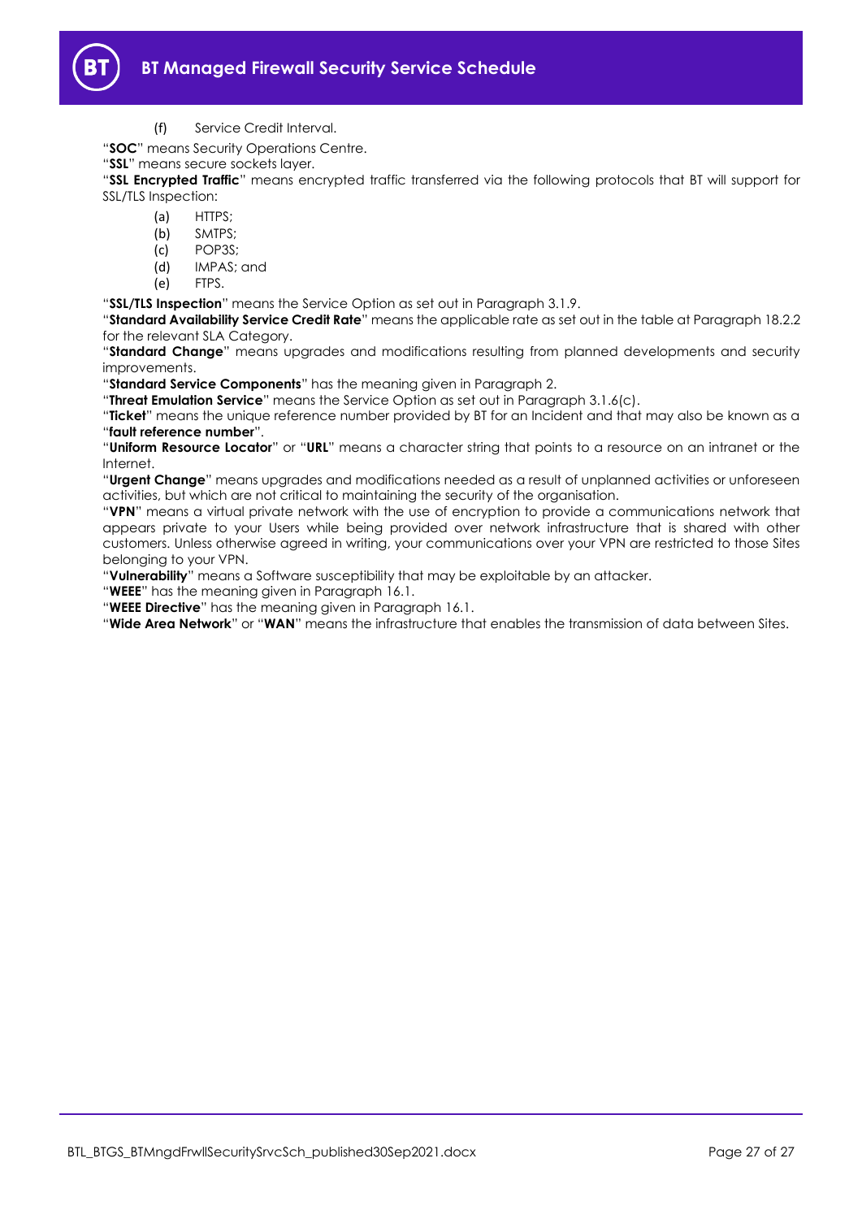(f) Service Credit Interval.

"**SOC**" means Security Operations Centre.

"**SSL**" means secure sockets layer.

"**SSL Encrypted Traffic**" means encrypted traffic transferred via the following protocols that BT will support for SSL/TLS Inspection:

(a) HTTPS;

(b) SMTPS;

(c) POP3S;

(d) IMPAS; and

(e) FTPS.

"**SSL/TLS Inspection**" means the Service Option as set out in Paragraph 3.1.9.

"**Standard Availability Service Credit Rate**" means the applicable rate as set out in the table at Paragraph 18.2.2 for the relevant SLA Category.

"**Standard Change**" means upgrades and modifications resulting from planned developments and security improvements.

"**Standard Service Components**" has the meaning given in Paragraph 2.

"**Threat Emulation Service**" means the Service Option as set out in Paragraph 3.1.6(c).

"**Ticket**" means the unique reference number provided by BT for an Incident and that may also be known as a "**fault reference number**".

"**Uniform Resource Locator**" or "**URL**" means a character string that points to a resource on an intranet or the Internet.

"**Urgent Change**" means upgrades and modifications needed as a result of unplanned activities or unforeseen activities, but which are not critical to maintaining the security of the organisation.

"**VPN**" means a virtual private network with the use of encryption to provide a communications network that appears private to your Users while being provided over network infrastructure that is shared with other customers. Unless otherwise agreed in writing, your communications over your VPN are restricted to those Sites belonging to your VPN.

"**Vulnerability**" means a Software susceptibility that may be exploitable by an attacker.

"**WEEE**" has the meaning given in Paragraph 16.1.

"**WEEE Directive**" has the meaning given in Paragraph 16.1.

"**Wide Area Network**" or "**WAN**" means the infrastructure that enables the transmission of data between Sites.